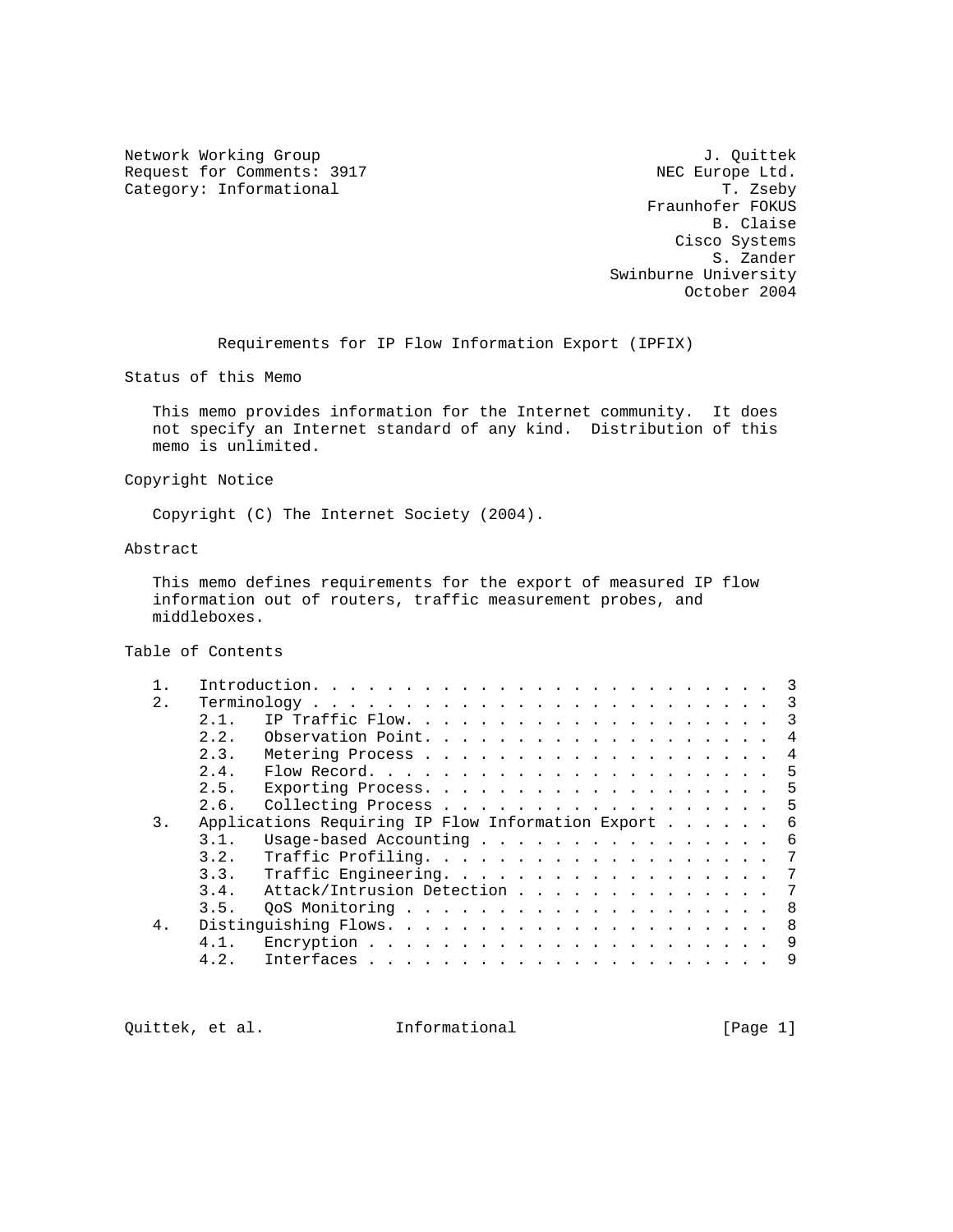Network Working Group J. Quittek
Request for Comments: 3917 NEC Europe Ltd.
Category: Informational T. Zseby
Fraunhofer FOKUS
B. Claise
Cisco Systems
S. Zander
Swinburne University
October 2004

# Requirements for IP Flow Information Export (IPFIX)

## Status of this Memo

This memo provides information for the Internet community. It does not specify an Internet standard of any kind. Distribution of this memo is unlimited.

## Copyright Notice

Copyright (C) The Internet Society (2004).

## Abstract

This memo defines requirements for the export of measured IP flow information out of routers, traffic measurement probes, and middleboxes.

## Table of Contents

```
1.   Introduction. . . . . . . . . . . . . . . . . . . . . . . . .  3
2.   Terminology . . . . . . . . . . . . . . . . . . . . . . . . .  3
     2.1.  IP Traffic Flow. . . . . . . . . . . . . . . . . . . . .  3
     2.2.  Observation Point. . . . . . . . . . . . . . . . . . . .  4
     2.3.  Metering Process . . . . . . . . . . . . . . . . . . . .  4
     2.4.  Flow Record. . . . . . . . . . . . . . . . . . . . . . .  5
     2.5.  Exporting Process. . . . . . . . . . . . . . . . . . . .  5
     2.6.  Collecting Process . . . . . . . . . . . . . . . . . . .  5
3.   Applications Requiring IP Flow Information Export . . . . . .  6
     3.1.  Usage-based Accounting . . . . . . . . . . . . . . . . .  6
     3.2.  Traffic Profiling. . . . . . . . . . . . . . . . . . . .  7
     3.3.  Traffic Engineering. . . . . . . . . . . . . . . . . . .  7
     3.4.  Attack/Intrusion Detection . . . . . . . . . . . . . . .  7
     3.5.  QoS Monitoring . . . . . . . . . . . . . . . . . . . . .  8
4.   Distinguishing Flows. . . . . . . . . . . . . . . . . . . . .  8
     4.1.  Encryption . . . . . . . . . . . . . . . . . . . . . . .  9
     4.2.  Interfaces . . . . . . . . . . . . . . . . . . . . . . .  9
```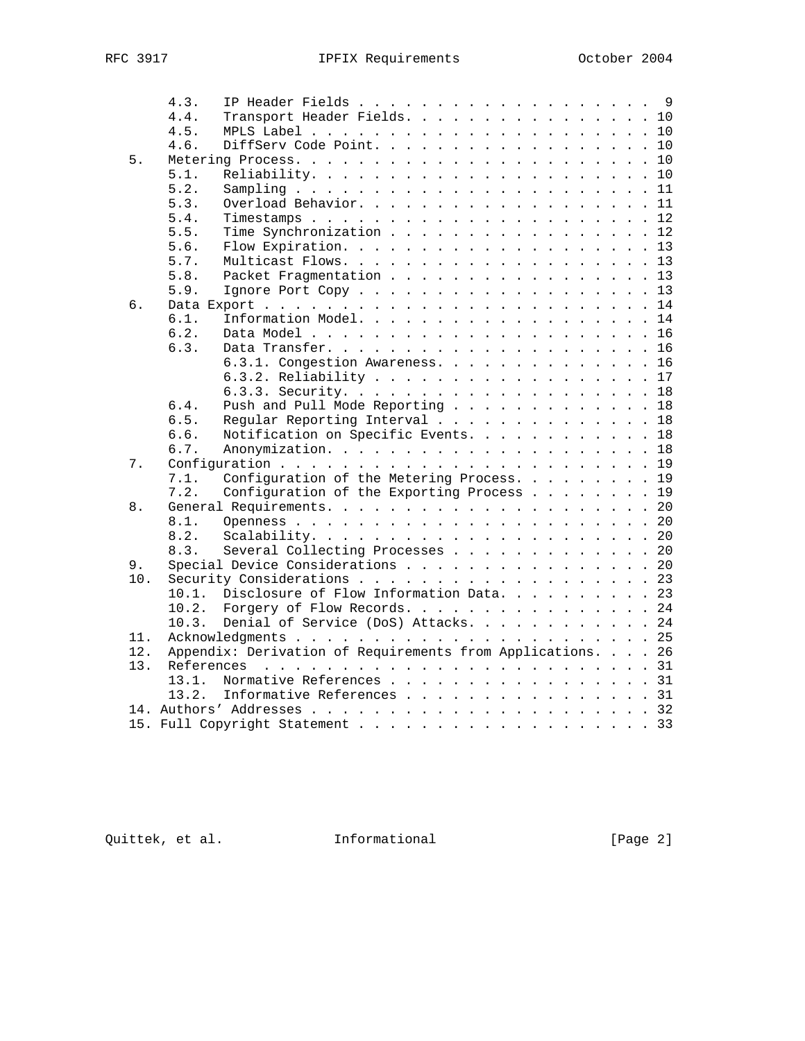```
      4.3.   IP Header Fields . . . . . . . . . . . . . . . . . . .  9
      4.4.   Transport Header Fields. . . . . . . . . . . . . . . . . 10
      4.5.   MPLS Label . . . . . . . . . . . . . . . . . . . . . . . 10
      4.6.   DiffServ Code Point. . . . . . . . . . . . . . . . . . . 10
   5.  Metering Process. . . . . . . . . . . . . . . . . . . . . . . 10
      5.1.   Reliability. . . . . . . . . . . . . . . . . . . . . . . 10
      5.2.   Sampling . . . . . . . . . . . . . . . . . . . . . . . . 11
      5.3.   Overload Behavior. . . . . . . . . . . . . . . . . . . . 11
      5.4.   Timestamps . . . . . . . . . . . . . . . . . . . . . . . 12
      5.5.   Time Synchronization . . . . . . . . . . . . . . . . . . 12
      5.6.   Flow Expiration. . . . . . . . . . . . . . . . . . . . . 13
      5.7.   Multicast Flows. . . . . . . . . . . . . . . . . . . . . 13
      5.8.   Packet Fragmentation . . . . . . . . . . . . . . . . . . 13
      5.9.   Ignore Port Copy . . . . . . . . . . . . . . . . . . . . 13
   6.  Data Export . . . . . . . . . . . . . . . . . . . . . . . . . 14
      6.1.   Information Model. . . . . . . . . . . . . . . . . . . . 14
      6.2.   Data Model . . . . . . . . . . . . . . . . . . . . . . . 16
      6.3.   Data Transfer. . . . . . . . . . . . . . . . . . . . . . 16
             6.3.1. Congestion Awareness. . . . . . . . . . . . . . . 16
             6.3.2. Reliability . . . . . . . . . . . . . . . . . . . 17
             6.3.3. Security. . . . . . . . . . . . . . . . . . . . . 18
      6.4.   Push and Pull Mode Reporting . . . . . . . . . . . . . . 18
      6.5.   Regular Reporting Interval . . . . . . . . . . . . . . . 18
      6.6.   Notification on Specific Events. . . . . . . . . . . . . 18
      6.7.   Anonymization. . . . . . . . . . . . . . . . . . . . . . 18
   7.  Configuration . . . . . . . . . . . . . . . . . . . . . . . . 19
      7.1.   Configuration of the Metering Process. . . . . . . . . . 19
      7.2.   Configuration of the Exporting Process . . . . . . . . . 19
   8.  General Requirements. . . . . . . . . . . . . . . . . . . . . 20
      8.1.   Openness . . . . . . . . . . . . . . . . . . . . . . . . 20
      8.2.   Scalability. . . . . . . . . . . . . . . . . . . . . . . 20
      8.3.   Several Collecting Processes . . . . . . . . . . . . . . 20
   9.  Special Device Considerations . . . . . . . . . . . . . . . . 20
   10.  Security Considerations . . . . . . . . . . . . . . . . . . . 23
      10.1.  Disclosure of Flow Information Data. . . . . . . . . . . 23
      10.2.  Forgery of Flow Records. . . . . . . . . . . . . . . . . 24
      10.3.  Denial of Service (DoS) Attacks. . . . . . . . . . . . . 24
   11.  Acknowledgments . . . . . . . . . . . . . . . . . . . . . . . 25
   12.  Appendix: Derivation of Requirements from Applications. . . . 26
   13.  References  . . . . . . . . . . . . . . . . . . . . . . . . . 31
      13.1.  Normative References . . . . . . . . . . . . . . . . . . 31
      13.2.  Informative References . . . . . . . . . . . . . . . . . 31
   14. Authors' Addresses . . . . . . . . . . . . . . . . . . . . . . 32
   15. Full Copyright Statement . . . . . . . . . . . . . . . . . . . 33
```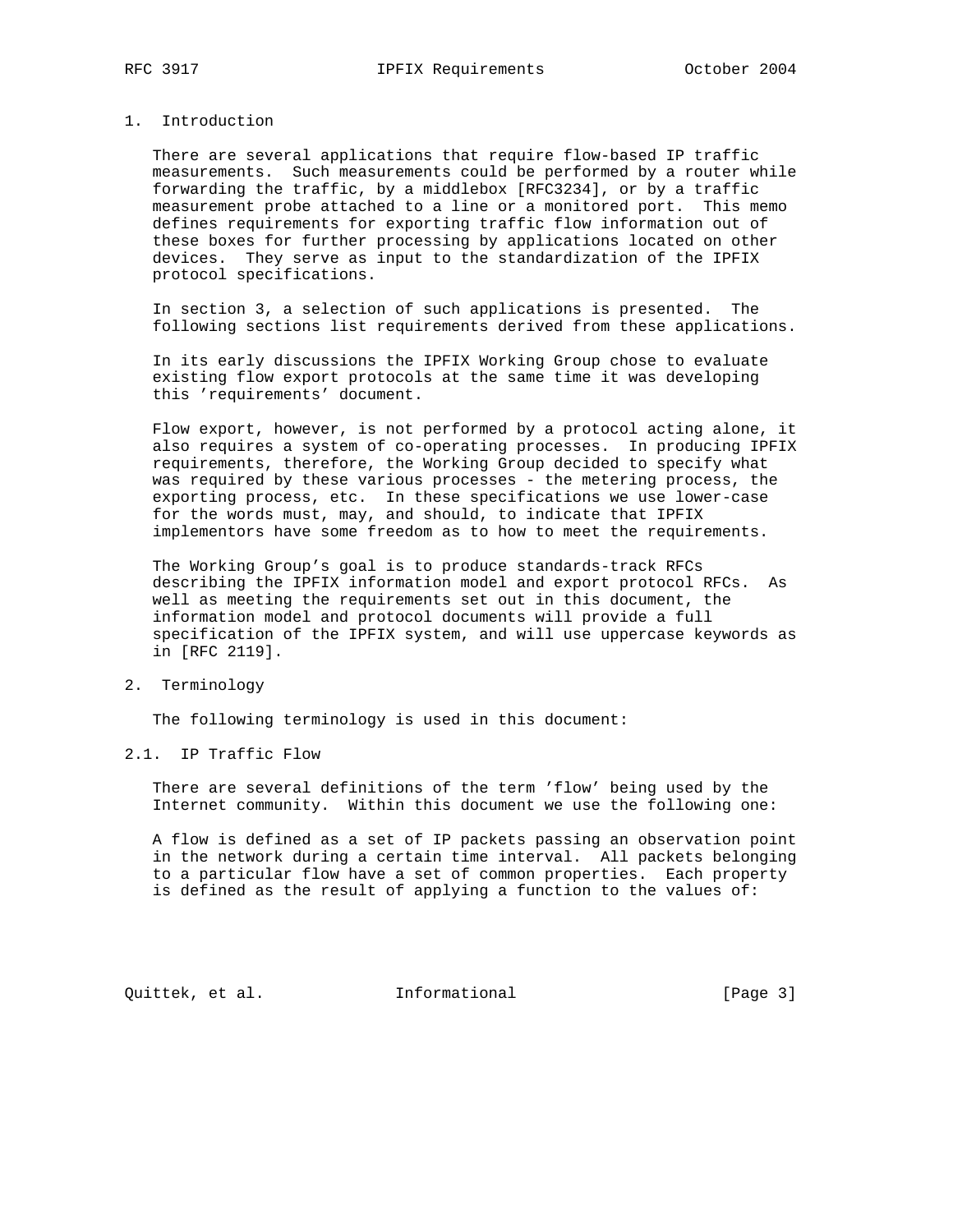## 1. Introduction

There are several applications that require flow-based IP traffic measurements. Such measurements could be performed by a router while forwarding the traffic, by a middlebox [RFC3234], or by a traffic measurement probe attached to a line or a monitored port. This memo defines requirements for exporting traffic flow information out of these boxes for further processing by applications located on other devices. They serve as input to the standardization of the IPFIX protocol specifications.

In section 3, a selection of such applications is presented. The following sections list requirements derived from these applications.

In its early discussions the IPFIX Working Group chose to evaluate existing flow export protocols at the same time it was developing this 'requirements' document.

Flow export, however, is not performed by a protocol acting alone, it also requires a system of co-operating processes. In producing IPFIX requirements, therefore, the Working Group decided to specify what was required by these various processes - the metering process, the exporting process, etc. In these specifications we use lower-case for the words must, may, and should, to indicate that IPFIX implementors have some freedom as to how to meet the requirements.

The Working Group's goal is to produce standards-track RFCs describing the IPFIX information model and export protocol RFCs. As well as meeting the requirements set out in this document, the information model and protocol documents will provide a full specification of the IPFIX system, and will use uppercase keywords as in [RFC 2119].

## 2. Terminology

The following terminology is used in this document:

### 2.1. IP Traffic Flow

There are several definitions of the term 'flow' being used by the Internet community. Within this document we use the following one:

A flow is defined as a set of IP packets passing an observation point in the network during a certain time interval. All packets belonging to a particular flow have a set of common properties. Each property is defined as the result of applying a function to the values of: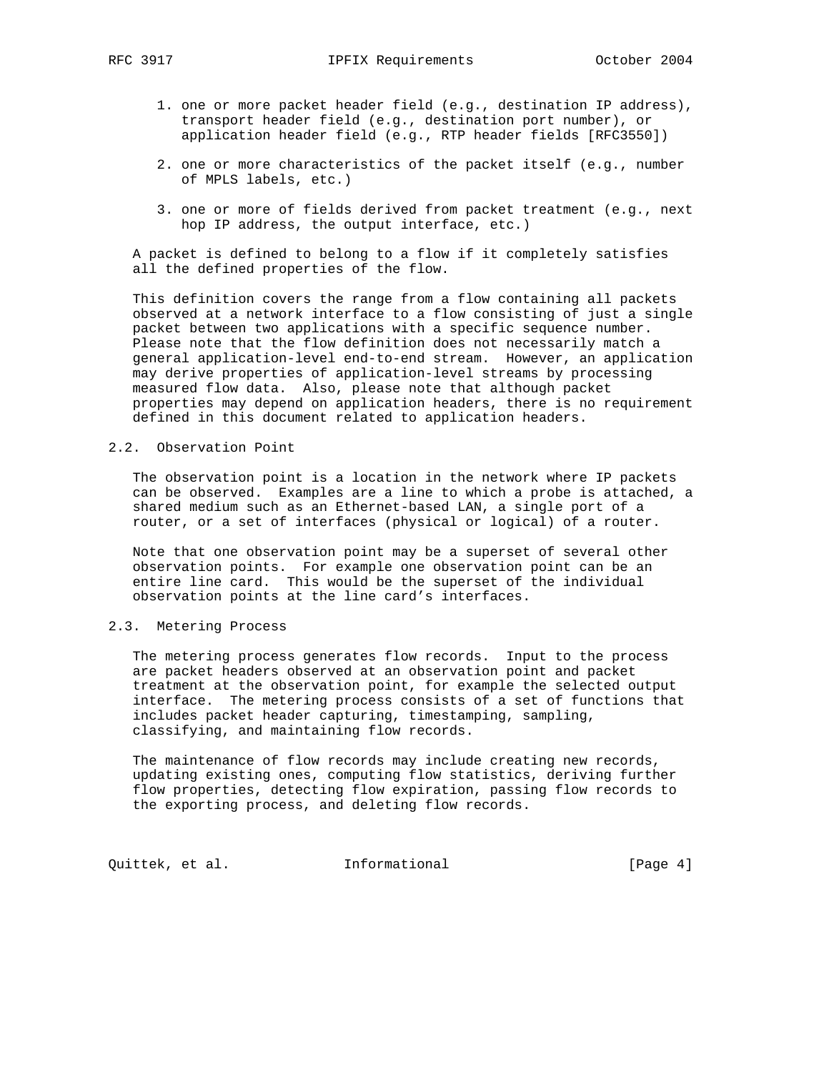1. one or more packet header field (e.g., destination IP address), transport header field (e.g., destination port number), or application header field (e.g., RTP header fields [RFC3550])

2. one or more characteristics of the packet itself (e.g., number of MPLS labels, etc.)

3. one or more of fields derived from packet treatment (e.g., next hop IP address, the output interface, etc.)

A packet is defined to belong to a flow if it completely satisfies all the defined properties of the flow.

This definition covers the range from a flow containing all packets observed at a network interface to a flow consisting of just a single packet between two applications with a specific sequence number. Please note that the flow definition does not necessarily match a general application-level end-to-end stream. However, an application may derive properties of application-level streams by processing measured flow data. Also, please note that although packet properties may depend on application headers, there is no requirement defined in this document related to application headers.

### 2.2. Observation Point

The observation point is a location in the network where IP packets can be observed. Examples are a line to which a probe is attached, a shared medium such as an Ethernet-based LAN, a single port of a router, or a set of interfaces (physical or logical) of a router.

Note that one observation point may be a superset of several other observation points. For example one observation point can be an entire line card. This would be the superset of the individual observation points at the line card’s interfaces.

### 2.3. Metering Process

The metering process generates flow records. Input to the process are packet headers observed at an observation point and packet treatment at the observation point, for example the selected output interface. The metering process consists of a set of functions that includes packet header capturing, timestamping, sampling, classifying, and maintaining flow records.

The maintenance of flow records may include creating new records, updating existing ones, computing flow statistics, deriving further flow properties, detecting flow expiration, passing flow records to the exporting process, and deleting flow records.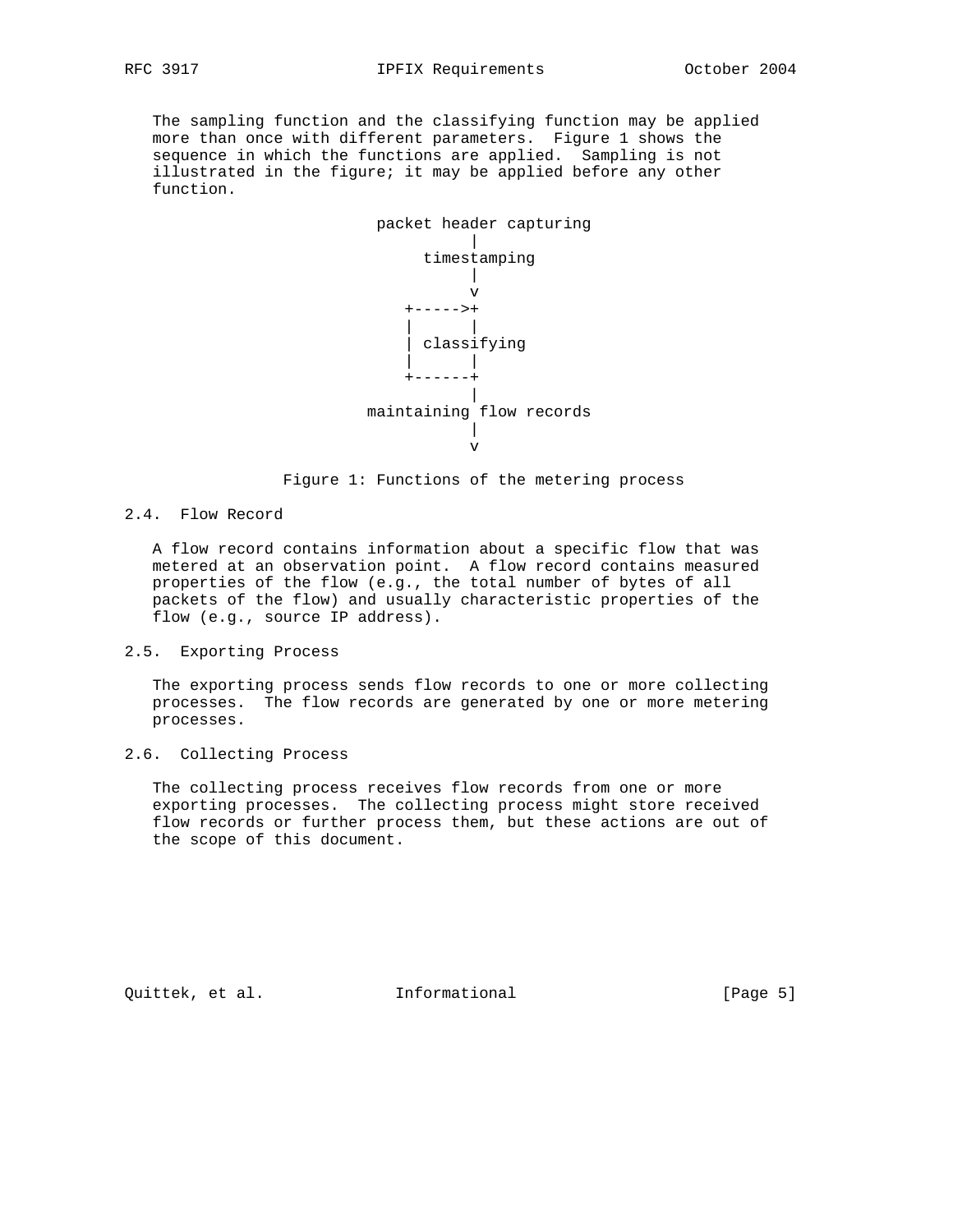The sampling function and the classifying function may be applied more than once with different parameters. Figure 1 shows the sequence in which the functions are applied. Sampling is not illustrated in the figure; it may be applied before any other function.

```
                 packet header capturing
                           |
                      timestamping
                           |
                           v
                    +----->+
                    |      |
                    | classifying
                    |      |
                    +------+
                           |
                maintaining flow records
                           |
                           v
```

Figure 1: Functions of the metering process

## 2.4. Flow Record

A flow record contains information about a specific flow that was metered at an observation point. A flow record contains measured properties of the flow (e.g., the total number of bytes of all packets of the flow) and usually characteristic properties of the flow (e.g., source IP address).

## 2.5. Exporting Process

The exporting process sends flow records to one or more collecting processes. The flow records are generated by one or more metering processes.

## 2.6. Collecting Process

The collecting process receives flow records from one or more exporting processes. The collecting process might store received flow records or further process them, but these actions are out of the scope of this document.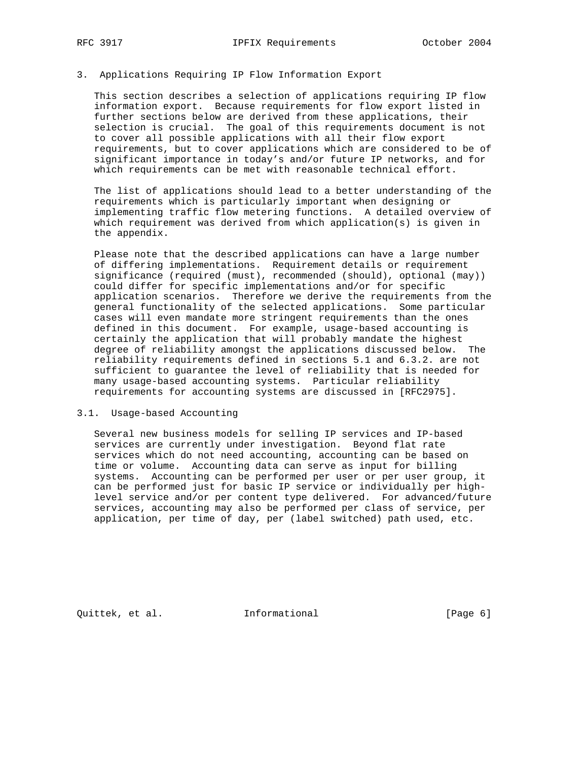## 3. Applications Requiring IP Flow Information Export

This section describes a selection of applications requiring IP flow information export. Because requirements for flow export listed in further sections below are derived from these applications, their selection is crucial. The goal of this requirements document is not to cover all possible applications with all their flow export requirements, but to cover applications which are considered to be of significant importance in today's and/or future IP networks, and for which requirements can be met with reasonable technical effort.

The list of applications should lead to a better understanding of the requirements which is particularly important when designing or implementing traffic flow metering functions. A detailed overview of which requirement was derived from which application(s) is given in the appendix.

Please note that the described applications can have a large number of differing implementations. Requirement details or requirement significance (required (must), recommended (should), optional (may)) could differ for specific implementations and/or for specific application scenarios. Therefore we derive the requirements from the general functionality of the selected applications. Some particular cases will even mandate more stringent requirements than the ones defined in this document. For example, usage-based accounting is certainly the application that will probably mandate the highest degree of reliability amongst the applications discussed below. The reliability requirements defined in sections 5.1 and 6.3.2. are not sufficient to guarantee the level of reliability that is needed for many usage-based accounting systems. Particular reliability requirements for accounting systems are discussed in [RFC2975].

### 3.1. Usage-based Accounting

Several new business models for selling IP services and IP-based services are currently under investigation. Beyond flat rate services which do not need accounting, accounting can be based on time or volume. Accounting data can serve as input for billing systems. Accounting can be performed per user or per user group, it can be performed just for basic IP service or individually per high-level service and/or per content type delivered. For advanced/future services, accounting may also be performed per class of service, per application, per time of day, per (label switched) path used, etc.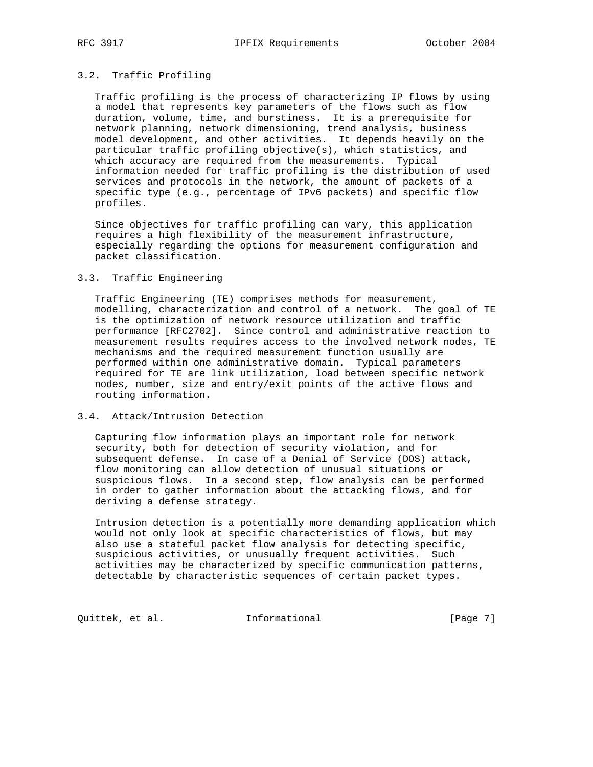### 3.2. Traffic Profiling

Traffic profiling is the process of characterizing IP flows by using a model that represents key parameters of the flows such as flow duration, volume, time, and burstiness. It is a prerequisite for network planning, network dimensioning, trend analysis, business model development, and other activities. It depends heavily on the particular traffic profiling objective(s), which statistics, and which accuracy are required from the measurements. Typical information needed for traffic profiling is the distribution of used services and protocols in the network, the amount of packets of a specific type (e.g., percentage of IPv6 packets) and specific flow profiles.

Since objectives for traffic profiling can vary, this application requires a high flexibility of the measurement infrastructure, especially regarding the options for measurement configuration and packet classification.

### 3.3. Traffic Engineering

Traffic Engineering (TE) comprises methods for measurement, modelling, characterization and control of a network. The goal of TE is the optimization of network resource utilization and traffic performance [RFC2702]. Since control and administrative reaction to measurement results requires access to the involved network nodes, TE mechanisms and the required measurement function usually are performed within one administrative domain. Typical parameters required for TE are link utilization, load between specific network nodes, number, size and entry/exit points of the active flows and routing information.

### 3.4. Attack/Intrusion Detection

Capturing flow information plays an important role for network security, both for detection of security violation, and for subsequent defense. In case of a Denial of Service (DOS) attack, flow monitoring can allow detection of unusual situations or suspicious flows. In a second step, flow analysis can be performed in order to gather information about the attacking flows, and for deriving a defense strategy.

Intrusion detection is a potentially more demanding application which would not only look at specific characteristics of flows, but may also use a stateful packet flow analysis for detecting specific, suspicious activities, or unusually frequent activities. Such activities may be characterized by specific communication patterns, detectable by characteristic sequences of certain packet types.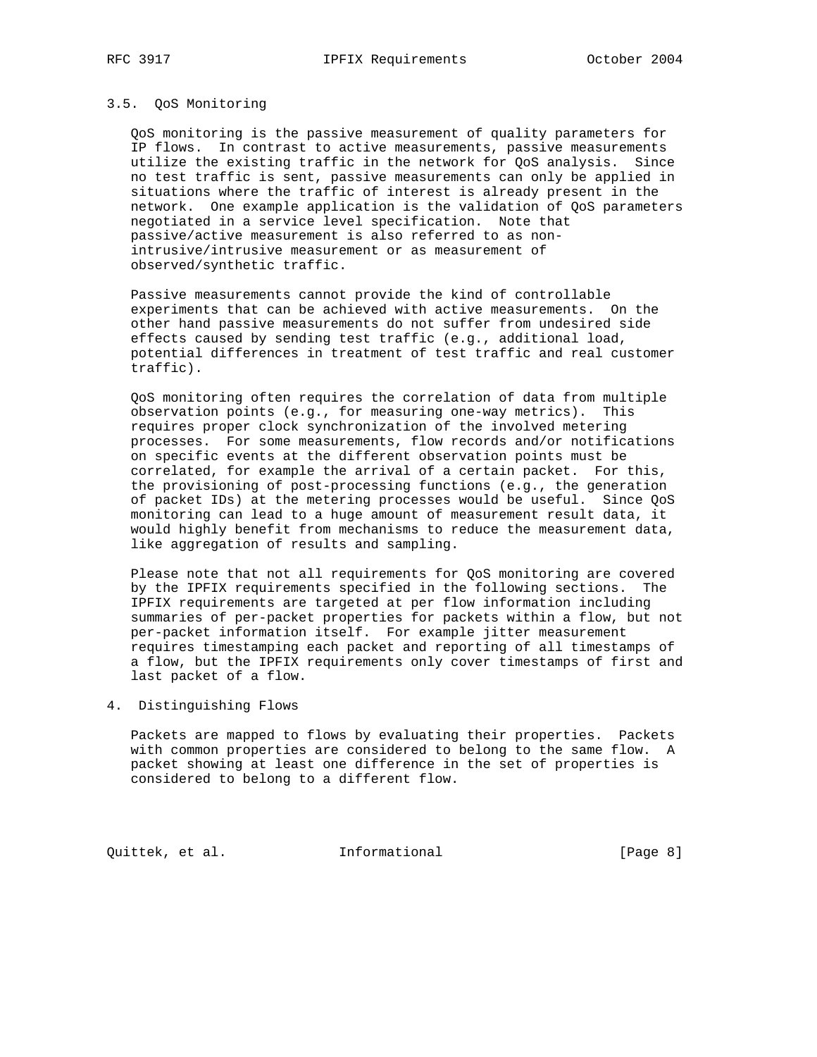### 3.5. QoS Monitoring

QoS monitoring is the passive measurement of quality parameters for IP flows. In contrast to active measurements, passive measurements utilize the existing traffic in the network for QoS analysis. Since no test traffic is sent, passive measurements can only be applied in situations where the traffic of interest is already present in the network. One example application is the validation of QoS parameters negotiated in a service level specification. Note that passive/active measurement is also referred to as non-intrusive/intrusive measurement or as measurement of observed/synthetic traffic.

Passive measurements cannot provide the kind of controllable experiments that can be achieved with active measurements. On the other hand passive measurements do not suffer from undesired side effects caused by sending test traffic (e.g., additional load, potential differences in treatment of test traffic and real customer traffic).

QoS monitoring often requires the correlation of data from multiple observation points (e.g., for measuring one-way metrics). This requires proper clock synchronization of the involved metering processes. For some measurements, flow records and/or notifications on specific events at the different observation points must be correlated, for example the arrival of a certain packet. For this, the provisioning of post-processing functions (e.g., the generation of packet IDs) at the metering processes would be useful. Since QoS monitoring can lead to a huge amount of measurement result data, it would highly benefit from mechanisms to reduce the measurement data, like aggregation of results and sampling.

Please note that not all requirements for QoS monitoring are covered by the IPFIX requirements specified in the following sections. The IPFIX requirements are targeted at per flow information including summaries of per-packet properties for packets within a flow, but not per-packet information itself. For example jitter measurement requires timestamping each packet and reporting of all timestamps of a flow, but the IPFIX requirements only cover timestamps of first and last packet of a flow.

## 4. Distinguishing Flows

Packets are mapped to flows by evaluating their properties. Packets with common properties are considered to belong to the same flow. A packet showing at least one difference in the set of properties is considered to belong to a different flow.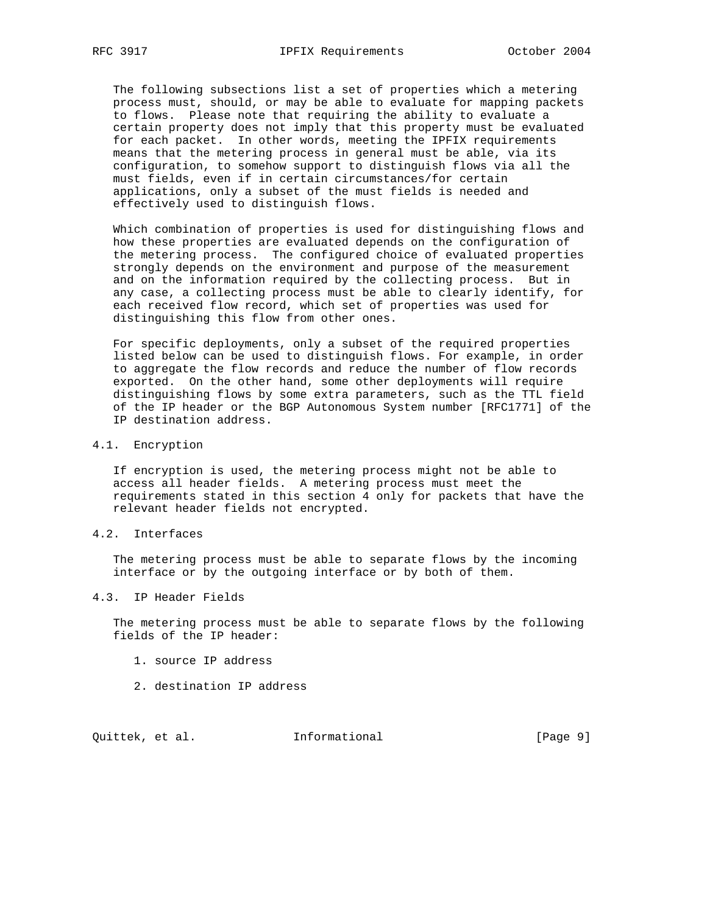The following subsections list a set of properties which a metering process must, should, or may be able to evaluate for mapping packets to flows. Please note that requiring the ability to evaluate a certain property does not imply that this property must be evaluated for each packet. In other words, meeting the IPFIX requirements means that the metering process in general must be able, via its configuration, to somehow support to distinguish flows via all the must fields, even if in certain circumstances/for certain applications, only a subset of the must fields is needed and effectively used to distinguish flows.

Which combination of properties is used for distinguishing flows and how these properties are evaluated depends on the configuration of the metering process. The configured choice of evaluated properties strongly depends on the environment and purpose of the measurement and on the information required by the collecting process. But in any case, a collecting process must be able to clearly identify, for each received flow record, which set of properties was used for distinguishing this flow from other ones.

For specific deployments, only a subset of the required properties listed below can be used to distinguish flows. For example, in order to aggregate the flow records and reduce the number of flow records exported. On the other hand, some other deployments will require distinguishing flows by some extra parameters, such as the TTL field of the IP header or the BGP Autonomous System number [RFC1771] of the IP destination address.

## 4.1. Encryption

If encryption is used, the metering process might not be able to access all header fields. A metering process must meet the requirements stated in this section 4 only for packets that have the relevant header fields not encrypted.

## 4.2. Interfaces

The metering process must be able to separate flows by the incoming interface or by the outgoing interface or by both of them.

## 4.3. IP Header Fields

The metering process must be able to separate flows by the following fields of the IP header:

1. source IP address

2. destination IP address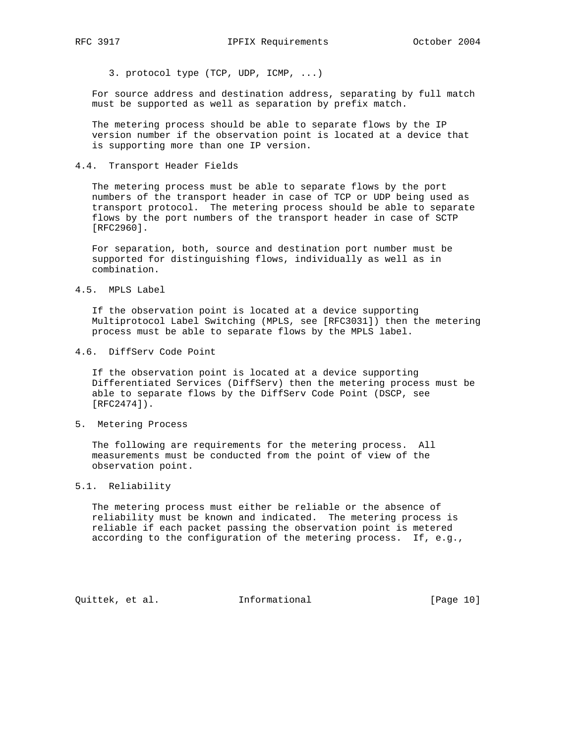3. protocol type (TCP, UDP, ICMP, ...)

For source address and destination address, separating by full match must be supported as well as separation by prefix match.

The metering process should be able to separate flows by the IP version number if the observation point is located at a device that is supporting more than one IP version.

### 4.4. Transport Header Fields

The metering process must be able to separate flows by the port numbers of the transport header in case of TCP or UDP being used as transport protocol. The metering process should be able to separate flows by the port numbers of the transport header in case of SCTP [RFC2960].

For separation, both, source and destination port number must be supported for distinguishing flows, individually as well as in combination.

### 4.5. MPLS Label

If the observation point is located at a device supporting Multiprotocol Label Switching (MPLS, see [RFC3031]) then the metering process must be able to separate flows by the MPLS label.

### 4.6. DiffServ Code Point

If the observation point is located at a device supporting Differentiated Services (DiffServ) then the metering process must be able to separate flows by the DiffServ Code Point (DSCP, see [RFC2474]).

## 5. Metering Process

The following are requirements for the metering process. All measurements must be conducted from the point of view of the observation point.

### 5.1. Reliability

The metering process must either be reliable or the absence of reliability must be known and indicated. The metering process is reliable if each packet passing the observation point is metered according to the configuration of the metering process. If, e.g.,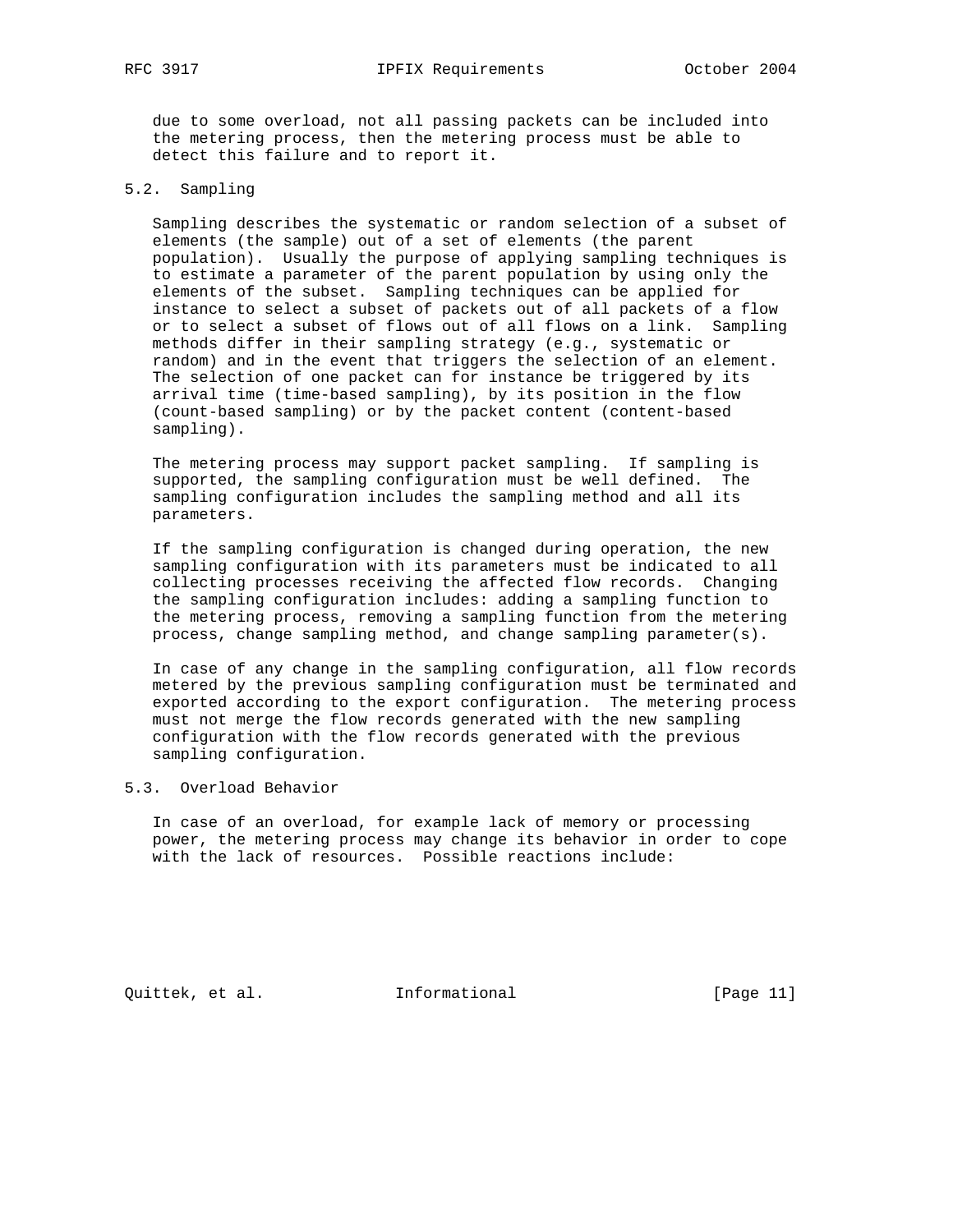due to some overload, not all passing packets can be included into the metering process, then the metering process must be able to detect this failure and to report it.

### 5.2. Sampling

Sampling describes the systematic or random selection of a subset of elements (the sample) out of a set of elements (the parent population). Usually the purpose of applying sampling techniques is to estimate a parameter of the parent population by using only the elements of the subset. Sampling techniques can be applied for instance to select a subset of packets out of all packets of a flow or to select a subset of flows out of all flows on a link. Sampling methods differ in their sampling strategy (e.g., systematic or random) and in the event that triggers the selection of an element. The selection of one packet can for instance be triggered by its arrival time (time-based sampling), by its position in the flow (count-based sampling) or by the packet content (content-based sampling).

The metering process may support packet sampling. If sampling is supported, the sampling configuration must be well defined. The sampling configuration includes the sampling method and all its parameters.

If the sampling configuration is changed during operation, the new sampling configuration with its parameters must be indicated to all collecting processes receiving the affected flow records. Changing the sampling configuration includes: adding a sampling function to the metering process, removing a sampling function from the metering process, change sampling method, and change sampling parameter(s).

In case of any change in the sampling configuration, all flow records metered by the previous sampling configuration must be terminated and exported according to the export configuration. The metering process must not merge the flow records generated with the new sampling configuration with the flow records generated with the previous sampling configuration.

### 5.3. Overload Behavior

In case of an overload, for example lack of memory or processing power, the metering process may change its behavior in order to cope with the lack of resources. Possible reactions include: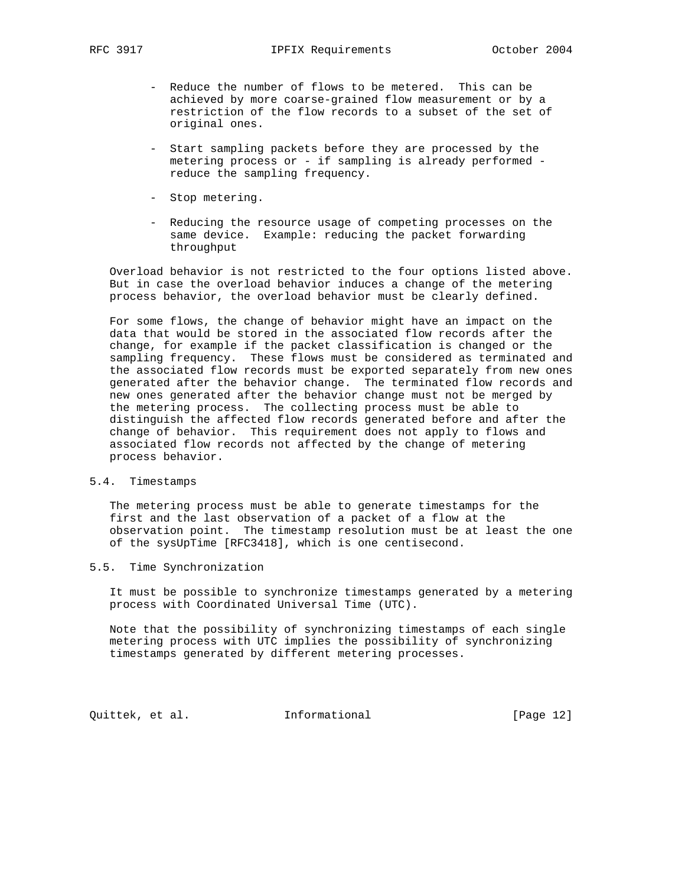- Reduce the number of flows to be metered. This can be achieved by more coarse-grained flow measurement or by a restriction of the flow records to a subset of the set of original ones.

- Start sampling packets before they are processed by the metering process or - if sampling is already performed - reduce the sampling frequency.

- Stop metering.

- Reducing the resource usage of competing processes on the same device. Example: reducing the packet forwarding throughput

Overload behavior is not restricted to the four options listed above. But in case the overload behavior induces a change of the metering process behavior, the overload behavior must be clearly defined.

For some flows, the change of behavior might have an impact on the data that would be stored in the associated flow records after the change, for example if the packet classification is changed or the sampling frequency. These flows must be considered as terminated and the associated flow records must be exported separately from new ones generated after the behavior change. The terminated flow records and new ones generated after the behavior change must not be merged by the metering process. The collecting process must be able to distinguish the affected flow records generated before and after the change of behavior. This requirement does not apply to flows and associated flow records not affected by the change of metering process behavior.

## 5.4. Timestamps

The metering process must be able to generate timestamps for the first and the last observation of a packet of a flow at the observation point. The timestamp resolution must be at least the one of the sysUpTime [RFC3418], which is one centisecond.

## 5.5. Time Synchronization

It must be possible to synchronize timestamps generated by a metering process with Coordinated Universal Time (UTC).

Note that the possibility of synchronizing timestamps of each single metering process with UTC implies the possibility of synchronizing timestamps generated by different metering processes.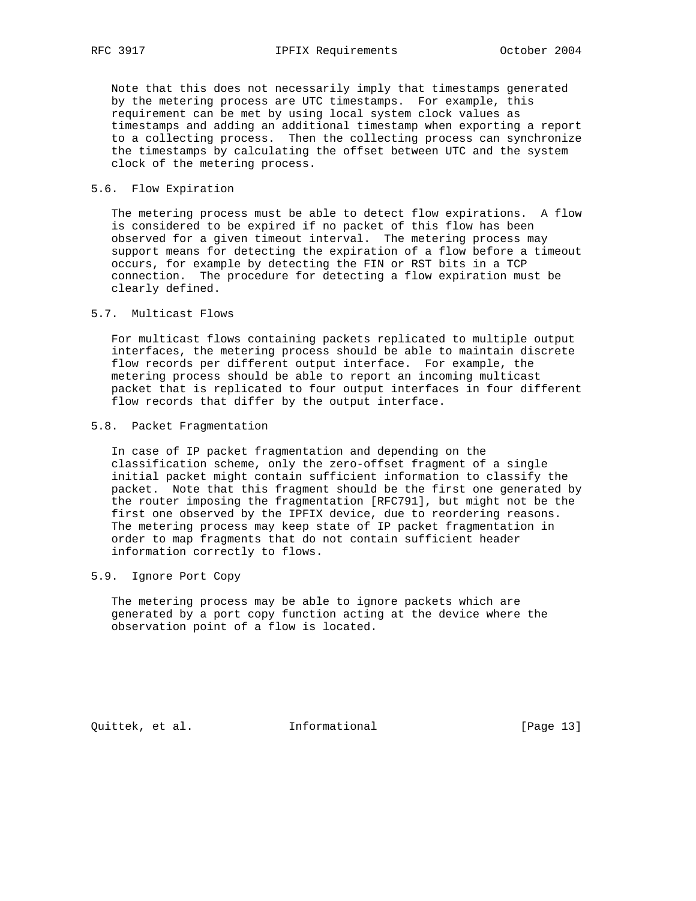Note that this does not necessarily imply that timestamps generated by the metering process are UTC timestamps. For example, this requirement can be met by using local system clock values as timestamps and adding an additional timestamp when exporting a report to a collecting process. Then the collecting process can synchronize the timestamps by calculating the offset between UTC and the system clock of the metering process.

### 5.6. Flow Expiration

The metering process must be able to detect flow expirations. A flow is considered to be expired if no packet of this flow has been observed for a given timeout interval. The metering process may support means for detecting the expiration of a flow before a timeout occurs, for example by detecting the FIN or RST bits in a TCP connection. The procedure for detecting a flow expiration must be clearly defined.

### 5.7. Multicast Flows

For multicast flows containing packets replicated to multiple output interfaces, the metering process should be able to maintain discrete flow records per different output interface. For example, the metering process should be able to report an incoming multicast packet that is replicated to four output interfaces in four different flow records that differ by the output interface.

### 5.8. Packet Fragmentation

In case of IP packet fragmentation and depending on the classification scheme, only the zero-offset fragment of a single initial packet might contain sufficient information to classify the packet. Note that this fragment should be the first one generated by the router imposing the fragmentation [RFC791], but might not be the first one observed by the IPFIX device, due to reordering reasons. The metering process may keep state of IP packet fragmentation in order to map fragments that do not contain sufficient header information correctly to flows.

### 5.9. Ignore Port Copy

The metering process may be able to ignore packets which are generated by a port copy function acting at the device where the observation point of a flow is located.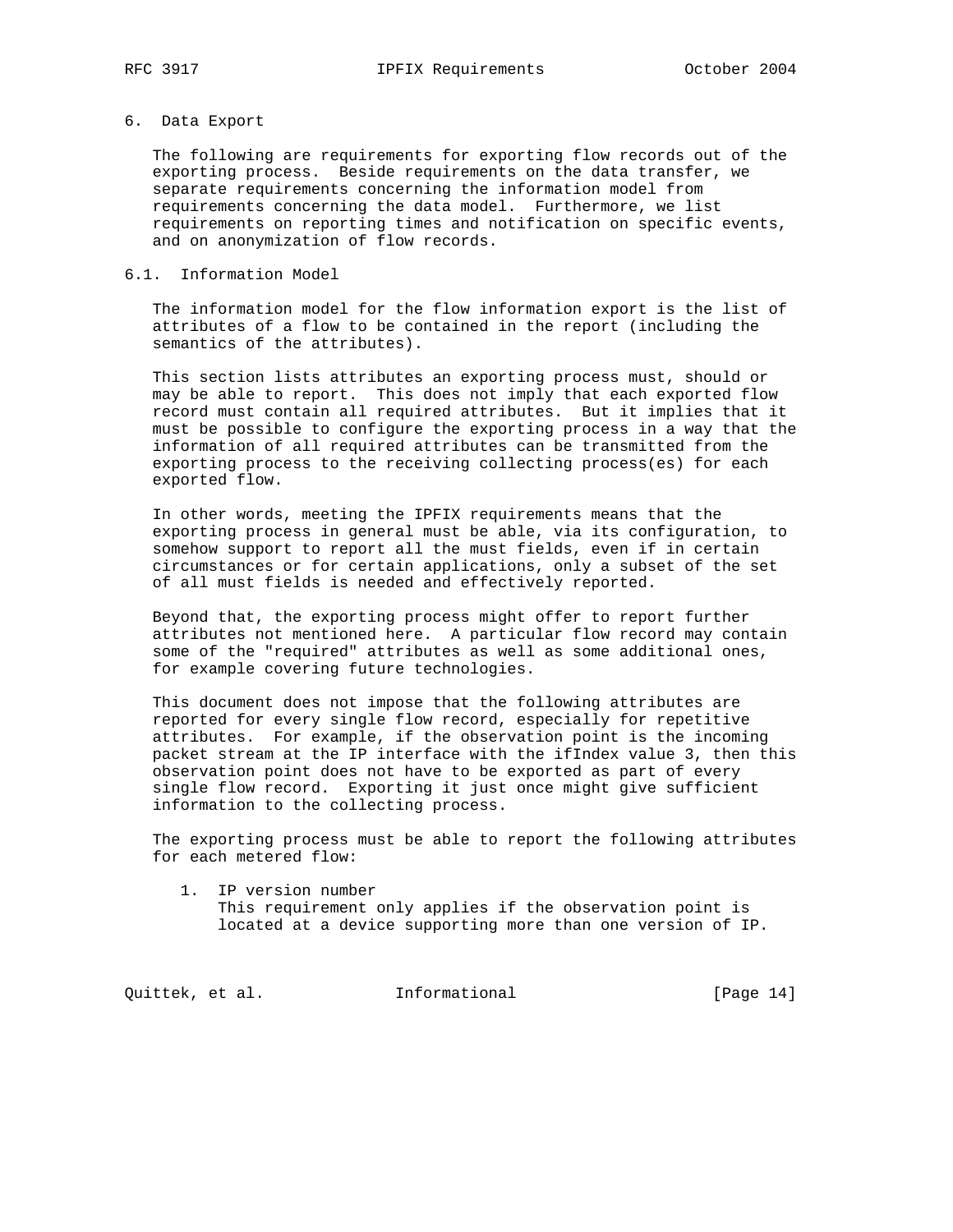## 6. Data Export

The following are requirements for exporting flow records out of the exporting process. Beside requirements on the data transfer, we separate requirements concerning the information model from requirements concerning the data model. Furthermore, we list requirements on reporting times and notification on specific events, and on anonymization of flow records.

### 6.1. Information Model

The information model for the flow information export is the list of attributes of a flow to be contained in the report (including the semantics of the attributes).

This section lists attributes an exporting process must, should or may be able to report. This does not imply that each exported flow record must contain all required attributes. But it implies that it must be possible to configure the exporting process in a way that the information of all required attributes can be transmitted from the exporting process to the receiving collecting process(es) for each exported flow.

In other words, meeting the IPFIX requirements means that the exporting process in general must be able, via its configuration, to somehow support to report all the must fields, even if in certain circumstances or for certain applications, only a subset of the set of all must fields is needed and effectively reported.

Beyond that, the exporting process might offer to report further attributes not mentioned here. A particular flow record may contain some of the "required" attributes as well as some additional ones, for example covering future technologies.

This document does not impose that the following attributes are reported for every single flow record, especially for repetitive attributes. For example, if the observation point is the incoming packet stream at the IP interface with the ifIndex value 3, then this observation point does not have to be exported as part of every single flow record. Exporting it just once might give sufficient information to the collecting process.

The exporting process must be able to report the following attributes for each metered flow:

1. IP version number
   This requirement only applies if the observation point is located at a device supporting more than one version of IP.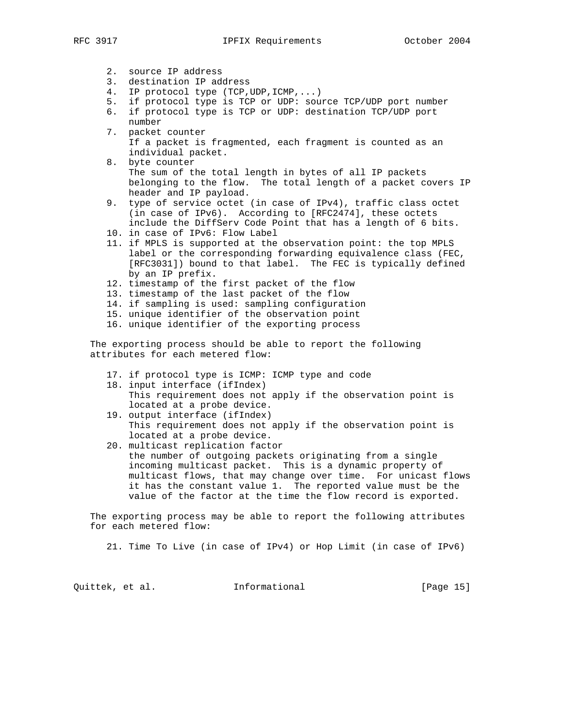2. source IP address
3. destination IP address
4. IP protocol type (TCP,UDP,ICMP,...)
5. if protocol type is TCP or UDP: source TCP/UDP port number
6. if protocol type is TCP or UDP: destination TCP/UDP port number
7. packet counter
   If a packet is fragmented, each fragment is counted as an individual packet.
8. byte counter
   The sum of the total length in bytes of all IP packets belonging to the flow. The total length of a packet covers IP header and IP payload.
9. type of service octet (in case of IPv4), traffic class octet (in case of IPv6). According to [RFC2474], these octets include the DiffServ Code Point that has a length of 6 bits.
10. in case of IPv6: Flow Label
11. if MPLS is supported at the observation point: the top MPLS label or the corresponding forwarding equivalence class (FEC, [RFC3031]) bound to that label. The FEC is typically defined by an IP prefix.
12. timestamp of the first packet of the flow
13. timestamp of the last packet of the flow
14. if sampling is used: sampling configuration
15. unique identifier of the observation point
16. unique identifier of the exporting process

The exporting process should be able to report the following attributes for each metered flow:

17. if protocol type is ICMP: ICMP type and code
18. input interface (ifIndex)
    This requirement does not apply if the observation point is located at a probe device.
19. output interface (ifIndex)
    This requirement does not apply if the observation point is located at a probe device.
20. multicast replication factor
    the number of outgoing packets originating from a single incoming multicast packet. This is a dynamic property of multicast flows, that may change over time. For unicast flows it has the constant value 1. The reported value must be the value of the factor at the time the flow record is exported.

The exporting process may be able to report the following attributes for each metered flow:

21. Time To Live (in case of IPv4) or Hop Limit (in case of IPv6)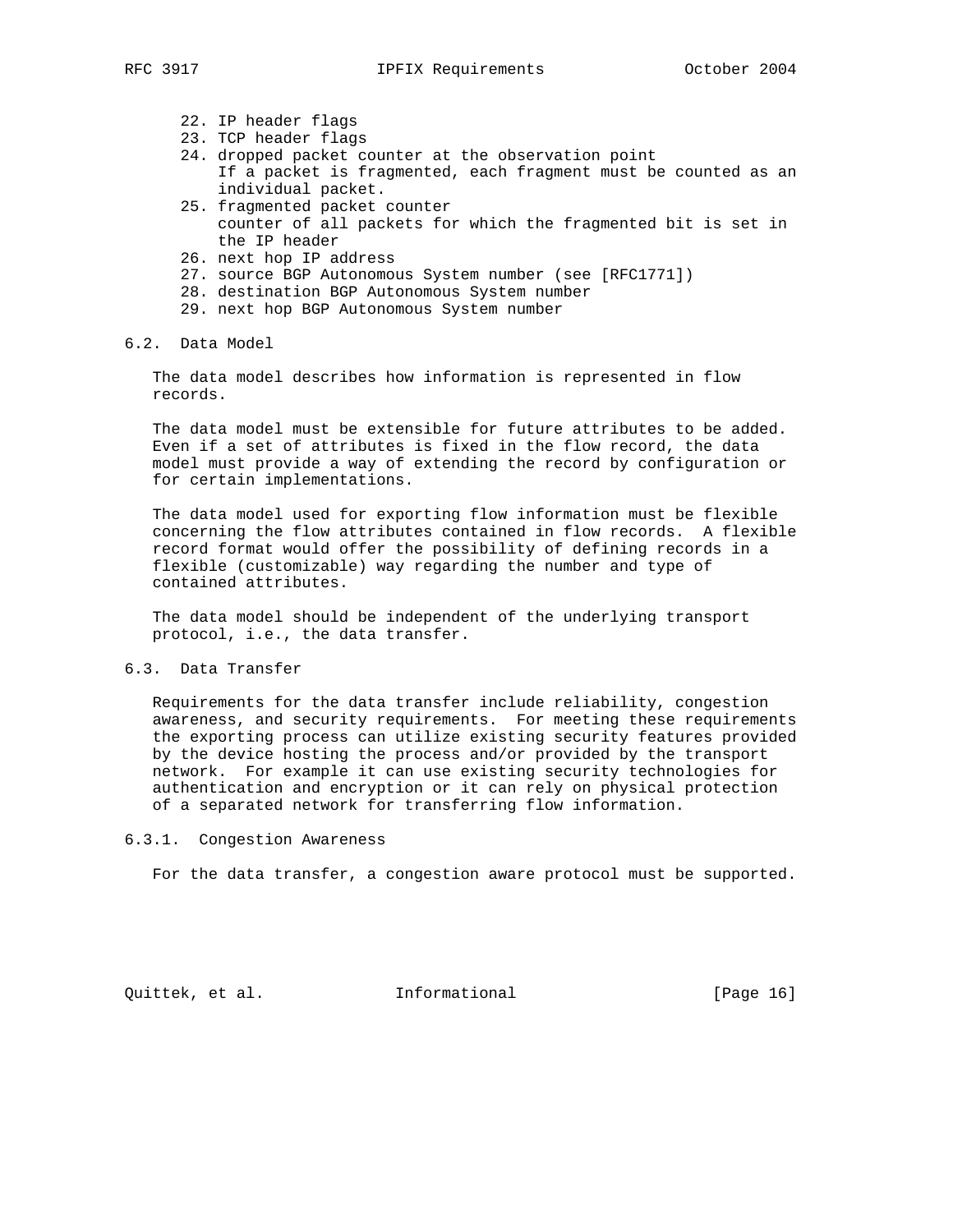22. IP header flags
23. TCP header flags
24. dropped packet counter at the observation point
    If a packet is fragmented, each fragment must be counted as an individual packet.
25. fragmented packet counter
    counter of all packets for which the fragmented bit is set in the IP header
26. next hop IP address
27. source BGP Autonomous System number (see [RFC1771])
28. destination BGP Autonomous System number
29. next hop BGP Autonomous System number

## 6.2. Data Model

The data model describes how information is represented in flow records.

The data model must be extensible for future attributes to be added. Even if a set of attributes is fixed in the flow record, the data model must provide a way of extending the record by configuration or for certain implementations.

The data model used for exporting flow information must be flexible concerning the flow attributes contained in flow records. A flexible record format would offer the possibility of defining records in a flexible (customizable) way regarding the number and type of contained attributes.

The data model should be independent of the underlying transport protocol, i.e., the data transfer.

## 6.3. Data Transfer

Requirements for the data transfer include reliability, congestion awareness, and security requirements. For meeting these requirements the exporting process can utilize existing security features provided by the device hosting the process and/or provided by the transport network. For example it can use existing security technologies for authentication and encryption or it can rely on physical protection of a separated network for transferring flow information.

### 6.3.1. Congestion Awareness

For the data transfer, a congestion aware protocol must be supported.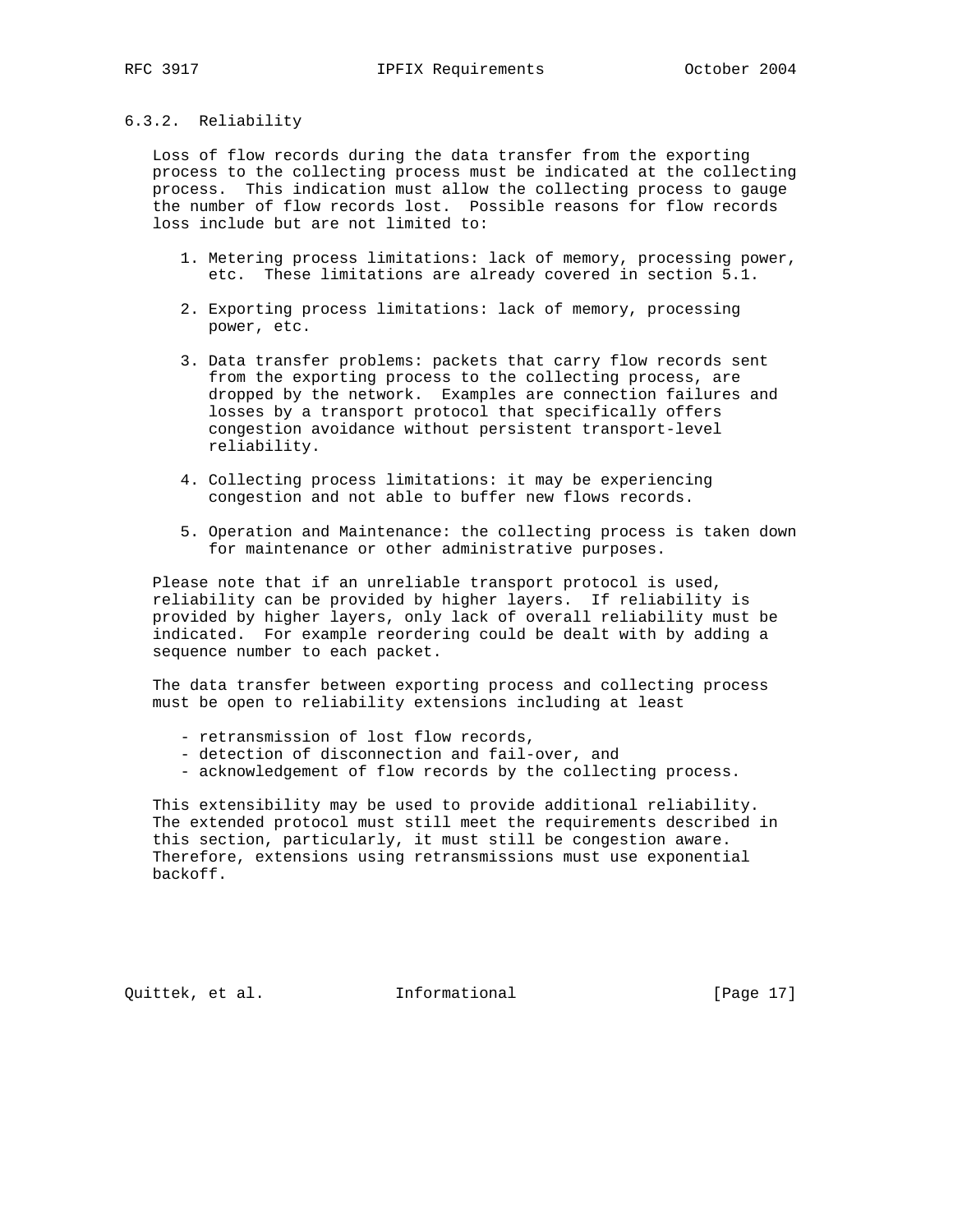### 6.3.2. Reliability

Loss of flow records during the data transfer from the exporting process to the collecting process must be indicated at the collecting process. This indication must allow the collecting process to gauge the number of flow records lost. Possible reasons for flow records loss include but are not limited to:

1. Metering process limitations: lack of memory, processing power, etc. These limitations are already covered in section 5.1.

2. Exporting process limitations: lack of memory, processing power, etc.

3. Data transfer problems: packets that carry flow records sent from the exporting process to the collecting process, are dropped by the network. Examples are connection failures and losses by a transport protocol that specifically offers congestion avoidance without persistent transport-level reliability.

4. Collecting process limitations: it may be experiencing congestion and not able to buffer new flows records.

5. Operation and Maintenance: the collecting process is taken down for maintenance or other administrative purposes.

Please note that if an unreliable transport protocol is used, reliability can be provided by higher layers. If reliability is provided by higher layers, only lack of overall reliability must be indicated. For example reordering could be dealt with by adding a sequence number to each packet.

The data transfer between exporting process and collecting process must be open to reliability extensions including at least

- retransmission of lost flow records,
- detection of disconnection and fail-over, and
- acknowledgement of flow records by the collecting process.

This extensibility may be used to provide additional reliability. The extended protocol must still meet the requirements described in this section, particularly, it must still be congestion aware. Therefore, extensions using retransmissions must use exponential backoff.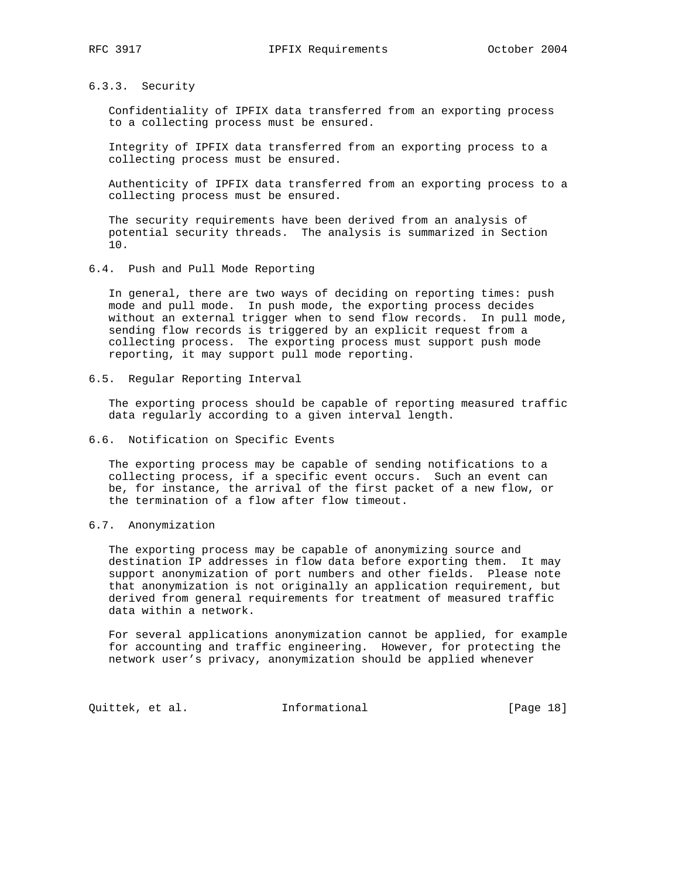#### 6.3.3. Security

Confidentiality of IPFIX data transferred from an exporting process to a collecting process must be ensured.

Integrity of IPFIX data transferred from an exporting process to a collecting process must be ensured.

Authenticity of IPFIX data transferred from an exporting process to a collecting process must be ensured.

The security requirements have been derived from an analysis of potential security threads. The analysis is summarized in Section 10.

### 6.4. Push and Pull Mode Reporting

In general, there are two ways of deciding on reporting times: push mode and pull mode. In push mode, the exporting process decides without an external trigger when to send flow records. In pull mode, sending flow records is triggered by an explicit request from a collecting process. The exporting process must support push mode reporting, it may support pull mode reporting.

### 6.5. Regular Reporting Interval

The exporting process should be capable of reporting measured traffic data regularly according to a given interval length.

### 6.6. Notification on Specific Events

The exporting process may be capable of sending notifications to a collecting process, if a specific event occurs. Such an event can be, for instance, the arrival of the first packet of a new flow, or the termination of a flow after flow timeout.

### 6.7. Anonymization

The exporting process may be capable of anonymizing source and destination IP addresses in flow data before exporting them. It may support anonymization of port numbers and other fields. Please note that anonymization is not originally an application requirement, but derived from general requirements for treatment of measured traffic data within a network.

For several applications anonymization cannot be applied, for example for accounting and traffic engineering. However, for protecting the network user’s privacy, anonymization should be applied whenever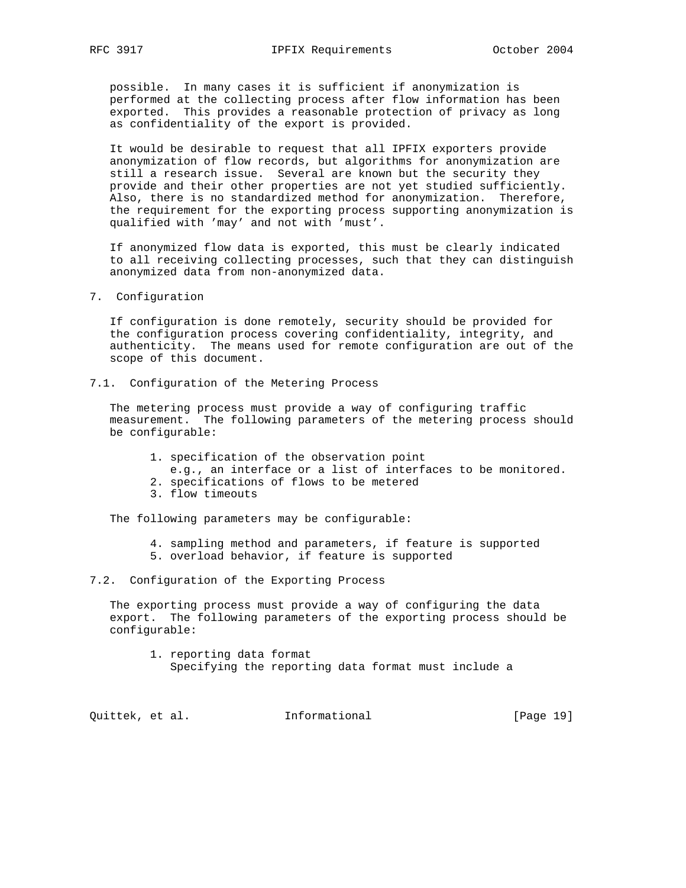possible. In many cases it is sufficient if anonymization is performed at the collecting process after flow information has been exported. This provides a reasonable protection of privacy as long as confidentiality of the export is provided.

It would be desirable to request that all IPFIX exporters provide anonymization of flow records, but algorithms for anonymization are still a research issue. Several are known but the security they provide and their other properties are not yet studied sufficiently. Also, there is no standardized method for anonymization. Therefore, the requirement for the exporting process supporting anonymization is qualified with 'may' and not with 'must'.

If anonymized flow data is exported, this must be clearly indicated to all receiving collecting processes, such that they can distinguish anonymized data from non-anonymized data.

## 7. Configuration

If configuration is done remotely, security should be provided for the configuration process covering confidentiality, integrity, and authenticity. The means used for remote configuration are out of the scope of this document.

### 7.1. Configuration of the Metering Process

The metering process must provide a way of configuring traffic measurement. The following parameters of the metering process should be configurable:

1. specification of the observation point
   e.g., an interface or a list of interfaces to be monitored.
2. specifications of flows to be metered
3. flow timeouts

The following parameters may be configurable:

4. sampling method and parameters, if feature is supported
5. overload behavior, if feature is supported

### 7.2. Configuration of the Exporting Process

The exporting process must provide a way of configuring the data export. The following parameters of the exporting process should be configurable:

1. reporting data format
   Specifying the reporting data format must include a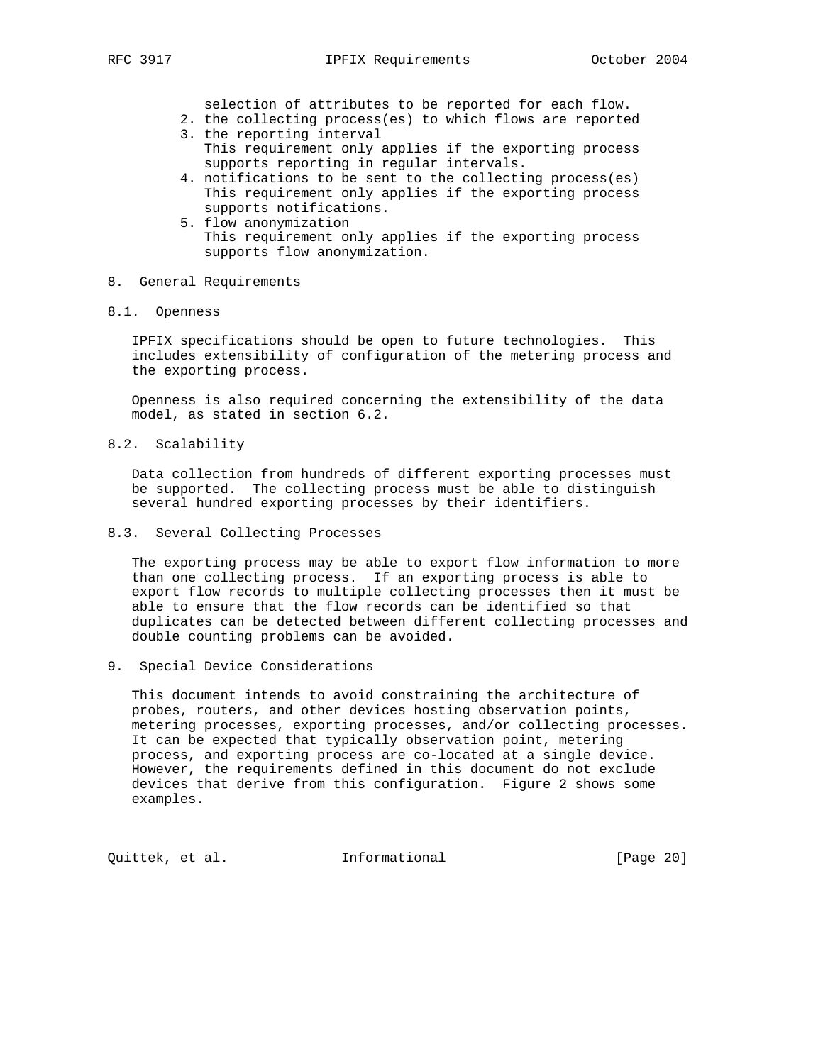selection of attributes to be reported for each flow.

2. the collecting process(es) to which flows are reported
3. the reporting interval
   This requirement only applies if the exporting process supports reporting in regular intervals.
4. notifications to be sent to the collecting process(es)
   This requirement only applies if the exporting process supports notifications.
5. flow anonymization
   This requirement only applies if the exporting process supports flow anonymization.

## 8. General Requirements

### 8.1. Openness

IPFIX specifications should be open to future technologies. This includes extensibility of configuration of the metering process and the exporting process.

Openness is also required concerning the extensibility of the data model, as stated in section 6.2.

### 8.2. Scalability

Data collection from hundreds of different exporting processes must be supported. The collecting process must be able to distinguish several hundred exporting processes by their identifiers.

### 8.3. Several Collecting Processes

The exporting process may be able to export flow information to more than one collecting process. If an exporting process is able to export flow records to multiple collecting processes then it must be able to ensure that the flow records can be identified so that duplicates can be detected between different collecting processes and double counting problems can be avoided.

## 9. Special Device Considerations

This document intends to avoid constraining the architecture of probes, routers, and other devices hosting observation points, metering processes, exporting processes, and/or collecting processes. It can be expected that typically observation point, metering process, and exporting process are co-located at a single device. However, the requirements defined in this document do not exclude devices that derive from this configuration. Figure 2 shows some examples.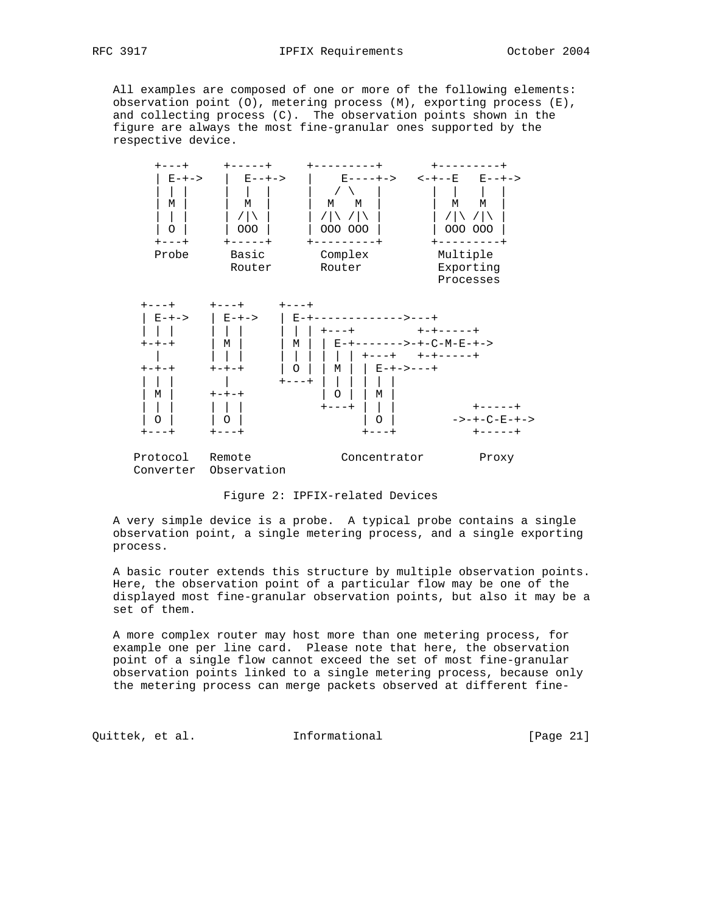All examples are composed of one or more of the following elements: observation point (O), metering process (M), exporting process (E), and collecting process (C). The observation points shown in the figure are always the most fine-granular ones supported by the respective device.

```
      +---+     +-----+     +---------+       +---------+
      | E-+->   |  E--+->   |    E----+->   <-+--E   E--+->
      | | |     |  |  |     |   / \   |       |  |   |  |
      | M |     |  M  |     |  M   M  |       |  M   M  |
      | | |     | /|\ |     | /|\ /|\ |       | /|\ /|\ |
      | O |     | OOO |     | OOO OOO |       | OOO OOO |
      +---+     +-----+     +---------+       +---------+
      Probe      Basic        Complex          Multiple
                 Router       Router           Exporting
                                               Processes

    +---+     +---+     +---+
    | E-+->   | E-+->   | E-+------------->---+
    | | |     | | |     | | | +---+         +-+-----+
    +-+-+     | M |     | M | | E-+------->-+-C-M-E-+->
      |       | | |     | | | | | | +---+   +-+-----+
    +-+-+     +-+-+     | O | | M | | E-+->---+
    | | |       |       +---+ | | | | | |
    | M |     +-+-+           | O | | M |
    | | |     | | |           +---+ | | |          +-----+
    | O |     | O |                 | O |        ->-+-C-E-+->
    +---+     +---+                 +---+          +-----+

   Protocol   Remote            Concentrator        Proxy
   Converter  Observation
```

Figure 2: IPFIX-related Devices

A very simple device is a probe. A typical probe contains a single observation point, a single metering process, and a single exporting process.

A basic router extends this structure by multiple observation points. Here, the observation point of a particular flow may be one of the displayed most fine-granular observation points, but also it may be a set of them.

A more complex router may host more than one metering process, for example one per line card. Please note that here, the observation point of a single flow cannot exceed the set of most fine-granular observation points linked to a single metering process, because only the metering process can merge packets observed at different fine-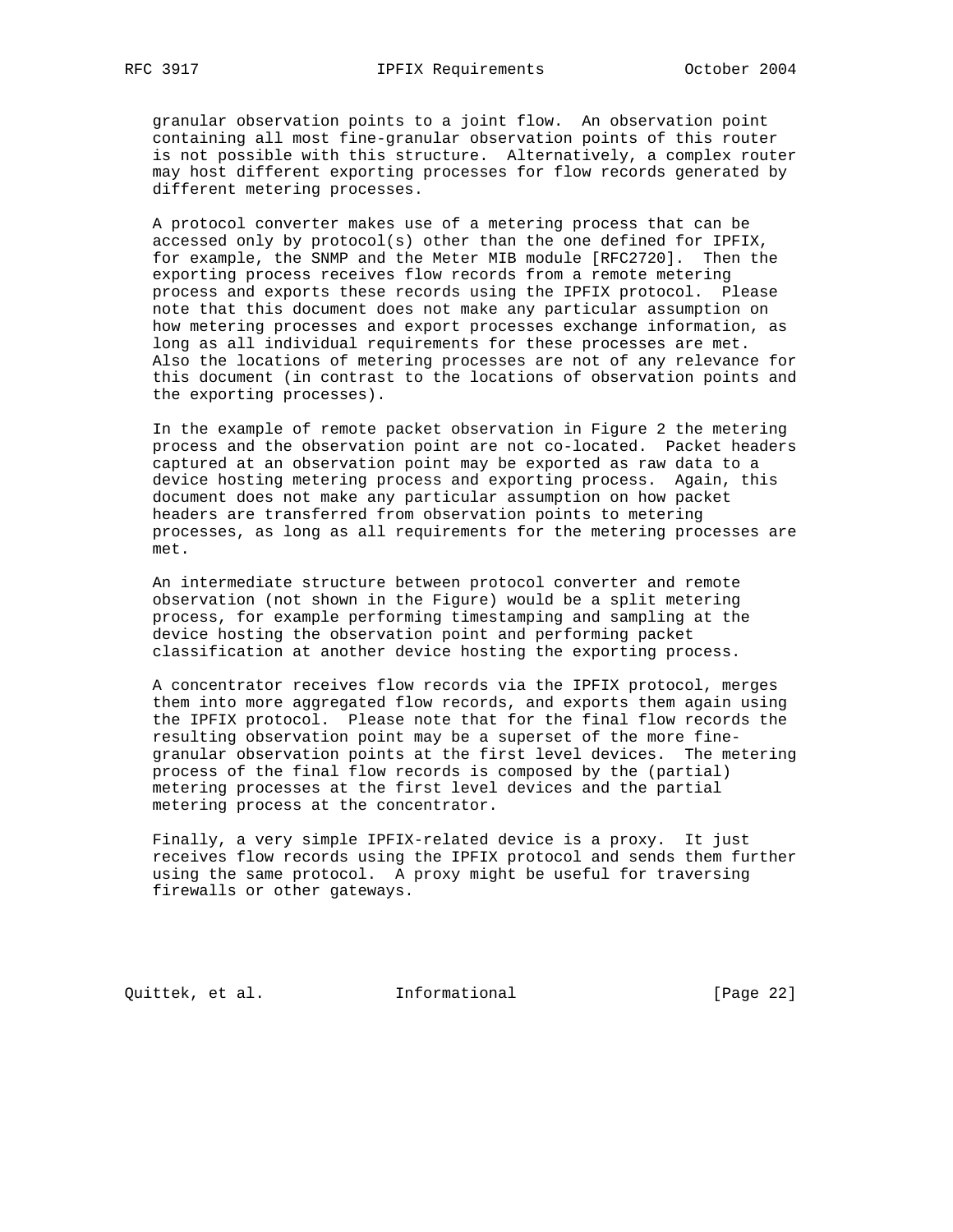granular observation points to a joint flow. An observation point containing all most fine-granular observation points of this router is not possible with this structure. Alternatively, a complex router may host different exporting processes for flow records generated by different metering processes.

A protocol converter makes use of a metering process that can be accessed only by protocol(s) other than the one defined for IPFIX, for example, the SNMP and the Meter MIB module [RFC2720]. Then the exporting process receives flow records from a remote metering process and exports these records using the IPFIX protocol. Please note that this document does not make any particular assumption on how metering processes and export processes exchange information, as long as all individual requirements for these processes are met. Also the locations of metering processes are not of any relevance for this document (in contrast to the locations of observation points and the exporting processes).

In the example of remote packet observation in Figure 2 the metering process and the observation point are not co-located. Packet headers captured at an observation point may be exported as raw data to a device hosting metering process and exporting process. Again, this document does not make any particular assumption on how packet headers are transferred from observation points to metering processes, as long as all requirements for the metering processes are met.

An intermediate structure between protocol converter and remote observation (not shown in the Figure) would be a split metering process, for example performing timestamping and sampling at the device hosting the observation point and performing packet classification at another device hosting the exporting process.

A concentrator receives flow records via the IPFIX protocol, merges them into more aggregated flow records, and exports them again using the IPFIX protocol. Please note that for the final flow records the resulting observation point may be a superset of the more fine-granular observation points at the first level devices. The metering process of the final flow records is composed by the (partial) metering processes at the first level devices and the partial metering process at the concentrator.

Finally, a very simple IPFIX-related device is a proxy. It just receives flow records using the IPFIX protocol and sends them further using the same protocol. A proxy might be useful for traversing firewalls or other gateways.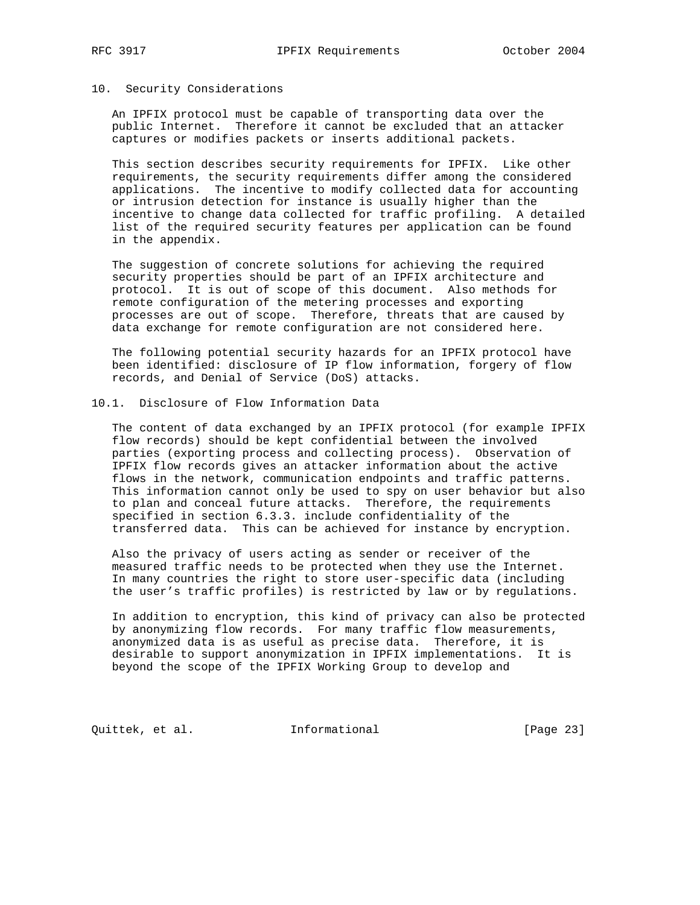## 10. Security Considerations

An IPFIX protocol must be capable of transporting data over the public Internet. Therefore it cannot be excluded that an attacker captures or modifies packets or inserts additional packets.

This section describes security requirements for IPFIX. Like other requirements, the security requirements differ among the considered applications. The incentive to modify collected data for accounting or intrusion detection for instance is usually higher than the incentive to change data collected for traffic profiling. A detailed list of the required security features per application can be found in the appendix.

The suggestion of concrete solutions for achieving the required security properties should be part of an IPFIX architecture and protocol. It is out of scope of this document. Also methods for remote configuration of the metering processes and exporting processes are out of scope. Therefore, threats that are caused by data exchange for remote configuration are not considered here.

The following potential security hazards for an IPFIX protocol have been identified: disclosure of IP flow information, forgery of flow records, and Denial of Service (DoS) attacks.

### 10.1. Disclosure of Flow Information Data

The content of data exchanged by an IPFIX protocol (for example IPFIX flow records) should be kept confidential between the involved parties (exporting process and collecting process). Observation of IPFIX flow records gives an attacker information about the active flows in the network, communication endpoints and traffic patterns. This information cannot only be used to spy on user behavior but also to plan and conceal future attacks. Therefore, the requirements specified in section 6.3.3. include confidentiality of the transferred data. This can be achieved for instance by encryption.

Also the privacy of users acting as sender or receiver of the measured traffic needs to be protected when they use the Internet. In many countries the right to store user-specific data (including the user's traffic profiles) is restricted by law or by regulations.

In addition to encryption, this kind of privacy can also be protected by anonymizing flow records. For many traffic flow measurements, anonymized data is as useful as precise data. Therefore, it is desirable to support anonymization in IPFIX implementations. It is beyond the scope of the IPFIX Working Group to develop and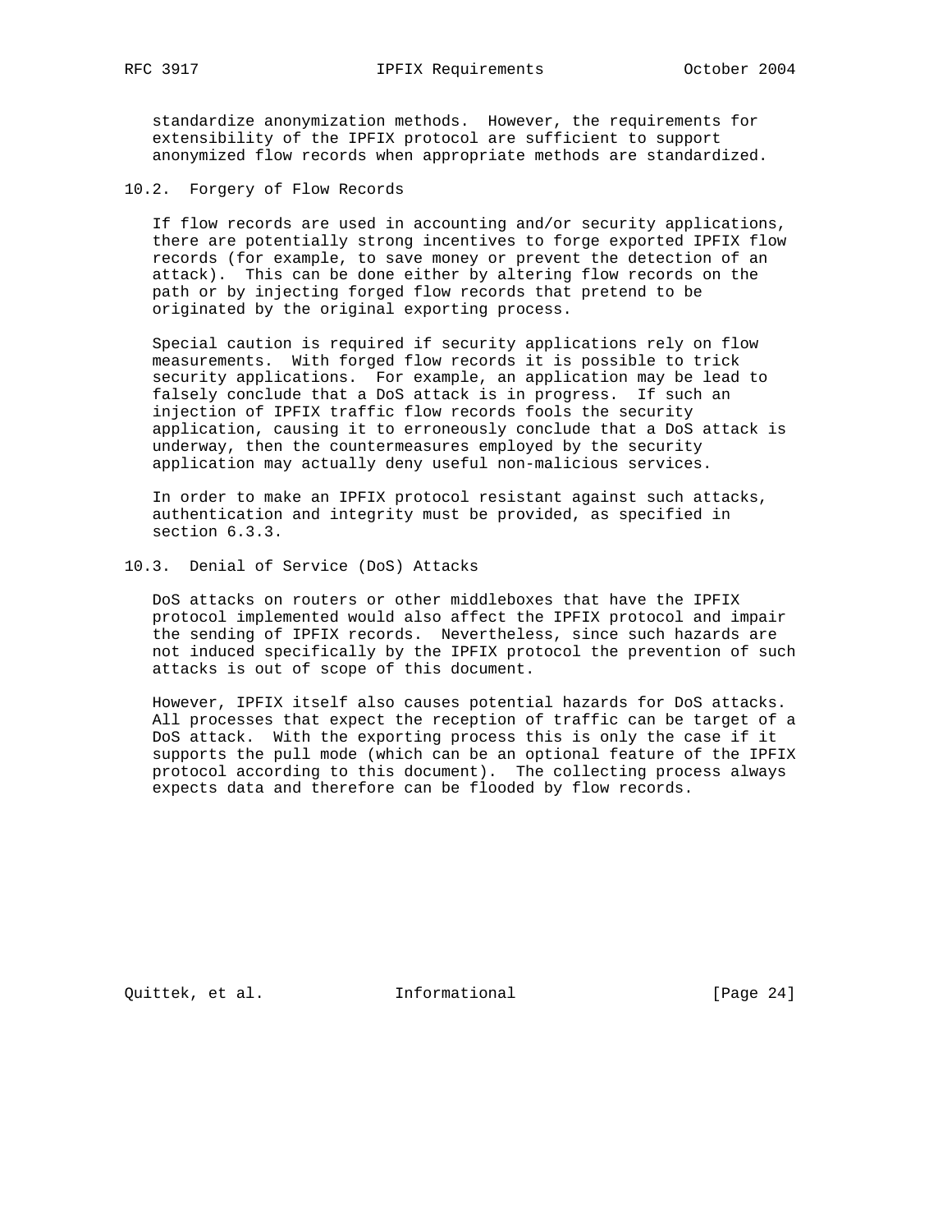standardize anonymization methods. However, the requirements for extensibility of the IPFIX protocol are sufficient to support anonymized flow records when appropriate methods are standardized.

### 10.2. Forgery of Flow Records

If flow records are used in accounting and/or security applications, there are potentially strong incentives to forge exported IPFIX flow records (for example, to save money or prevent the detection of an attack). This can be done either by altering flow records on the path or by injecting forged flow records that pretend to be originated by the original exporting process.

Special caution is required if security applications rely on flow measurements. With forged flow records it is possible to trick security applications. For example, an application may be lead to falsely conclude that a DoS attack is in progress. If such an injection of IPFIX traffic flow records fools the security application, causing it to erroneously conclude that a DoS attack is underway, then the countermeasures employed by the security application may actually deny useful non-malicious services.

In order to make an IPFIX protocol resistant against such attacks, authentication and integrity must be provided, as specified in section 6.3.3.

### 10.3. Denial of Service (DoS) Attacks

DoS attacks on routers or other middleboxes that have the IPFIX protocol implemented would also affect the IPFIX protocol and impair the sending of IPFIX records. Nevertheless, since such hazards are not induced specifically by the IPFIX protocol the prevention of such attacks is out of scope of this document.

However, IPFIX itself also causes potential hazards for DoS attacks. All processes that expect the reception of traffic can be target of a DoS attack. With the exporting process this is only the case if it supports the pull mode (which can be an optional feature of the IPFIX protocol according to this document). The collecting process always expects data and therefore can be flooded by flow records.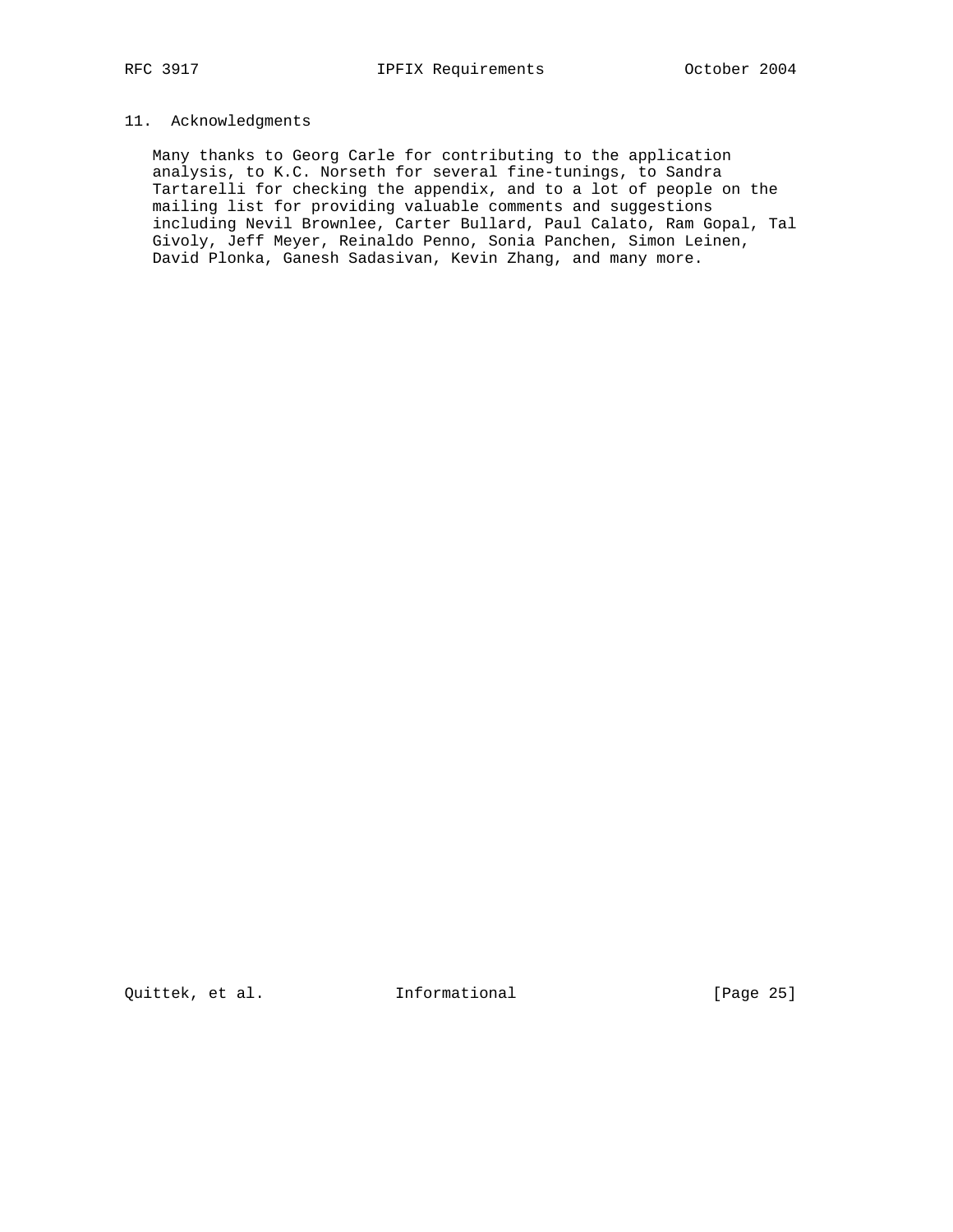## 11. Acknowledgments

Many thanks to Georg Carle for contributing to the application analysis, to K.C. Norseth for several fine-tunings, to Sandra Tartarelli for checking the appendix, and to a lot of people on the mailing list for providing valuable comments and suggestions including Nevil Brownlee, Carter Bullard, Paul Calato, Ram Gopal, Tal Givoly, Jeff Meyer, Reinaldo Penno, Sonia Panchen, Simon Leinen, David Plonka, Ganesh Sadasivan, Kevin Zhang, and many more.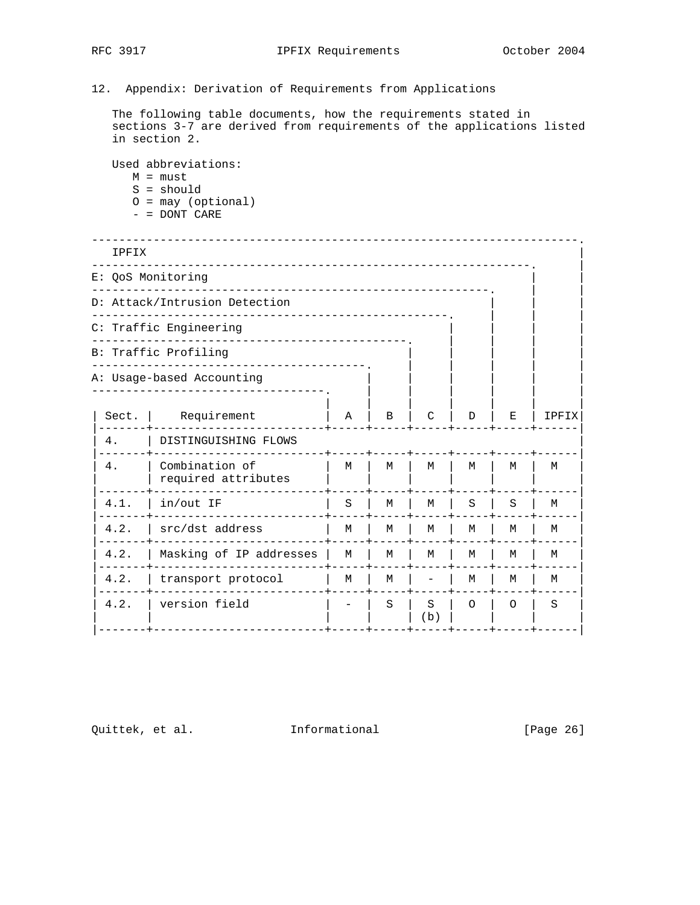## 12. Appendix: Derivation of Requirements from Applications

The following table documents, how the requirements stated in sections 3-7 are derived from requirements of the applications listed in section 2.

Used abbreviations:

- M = must
- S = should
- O = may (optional)
- \- = DONT CARE

Columns: A: Usage-based Accounting; B: Traffic Profiling; C: Traffic Engineering; D: Attack/Intrusion Detection; E: QoS Monitoring; IPFIX

| Sect. | Requirement | A | B | C | D | E | IPFIX |
|---|---|---|---|---|---|---|---|
| 4. | DISTINGUISHING FLOWS | | | | | | |
| 4. | Combination of required attributes | M | M | M | M | M | M |
| 4.1. | in/out IF | S | M | M | S | S | M |
| 4.2. | src/dst address | M | M | M | M | M | M |
| 4.2. | Masking of IP addresses | M | M | M | M | M | M |
| 4.2. | transport protocol | M | M | - | M | M | M |
| 4.2. | version field | - | S | S (b) | O | O | S |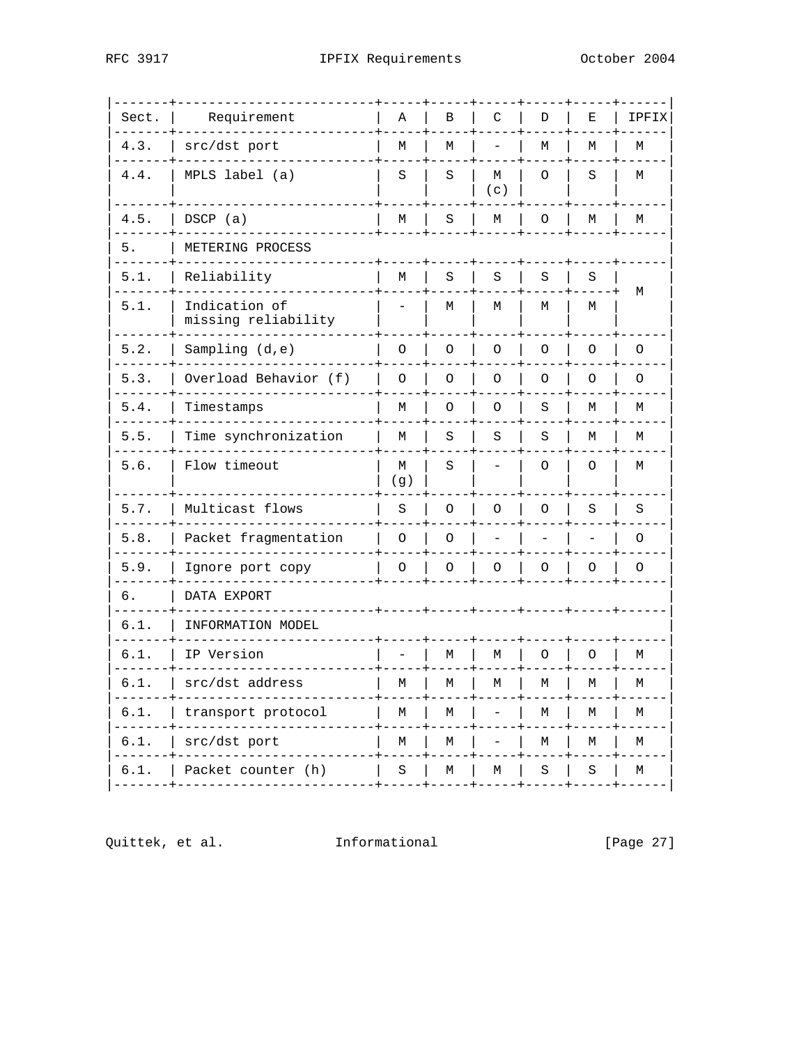| Sect. | Requirement | A | B | C | D | E | IPFIX |
|---|---|---|---|---|---|---|---|
| 4.3. | src/dst port | M | M | - | M | M | M |
| 4.4. | MPLS label (a) | S | S | M (c) | O | S | M |
| 4.5. | DSCP (a) | M | S | M | O | M | M |
| 5. | METERING PROCESS | | | | | | |
| 5.1. | Reliability | M | S | S | S | S | M |
| 5.1. | Indication of missing reliability | - | M | M | M | M | |
| 5.2. | Sampling (d,e) | O | O | O | O | O | O |
| 5.3. | Overload Behavior (f) | O | O | O | O | O | O |
| 5.4. | Timestamps | M | O | O | S | M | M |
| 5.5. | Time synchronization | M | S | S | S | M | M |
| 5.6. | Flow timeout | M (g) | S | - | O | O | M |
| 5.7. | Multicast flows | S | O | O | O | S | S |
| 5.8. | Packet fragmentation | O | O | - | - | - | O |
| 5.9. | Ignore port copy | O | O | O | O | O | O |
| 6. | DATA EXPORT | | | | | | |
| 6.1. | INFORMATION MODEL | | | | | | |
| 6.1. | IP Version | - | M | M | O | O | M |
| 6.1. | src/dst address | M | M | M | M | M | M |
| 6.1. | transport protocol | M | M | - | M | M | M |
| 6.1. | src/dst port | M | M | - | M | M | M |
| 6.1. | Packet counter (h) | S | M | M | S | S | M |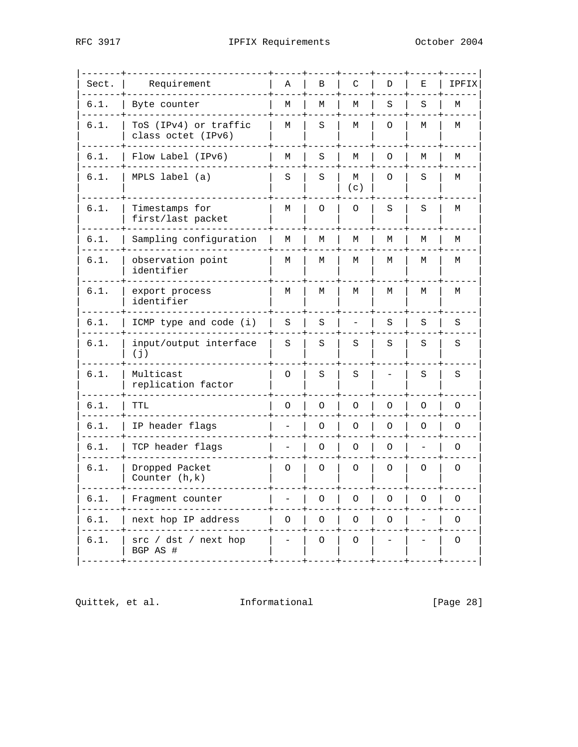| Sect. | Requirement | A | B | C | D | E | IPFIX |
|---|---|---|---|---|---|---|---|
| 6.1. | Byte counter | M | M | M | S | S | M |
| 6.1. | ToS (IPv4) or traffic class octet (IPv6) | M | S | M | O | M | M |
| 6.1. | Flow Label (IPv6) | M | S | M | O | M | M |
| 6.1. | MPLS label (a) | S | S | M (c) | O | S | M |
| 6.1. | Timestamps for first/last packet | M | O | O | S | S | M |
| 6.1. | Sampling configuration | M | M | M | M | M | M |
| 6.1. | observation point identifier | M | M | M | M | M | M |
| 6.1. | export process identifier | M | M | M | M | M | M |
| 6.1. | ICMP type and code (i) | S | S | - | S | S | S |
| 6.1. | input/output interface (j) | S | S | S | S | S | S |
| 6.1. | Multicast replication factor | O | S | S | - | S | S |
| 6.1. | TTL | O | O | O | O | O | O |
| 6.1. | IP header flags | - | O | O | O | O | O |
| 6.1. | TCP header flags | - | O | O | O | - | O |
| 6.1. | Dropped Packet Counter (h,k) | O | O | O | O | O | O |
| 6.1. | Fragment counter | - | O | O | O | O | O |
| 6.1. | next hop IP address | O | O | O | O | - | O |
| 6.1. | src / dst / next hop BGP AS # | - | O | O | - | - | O |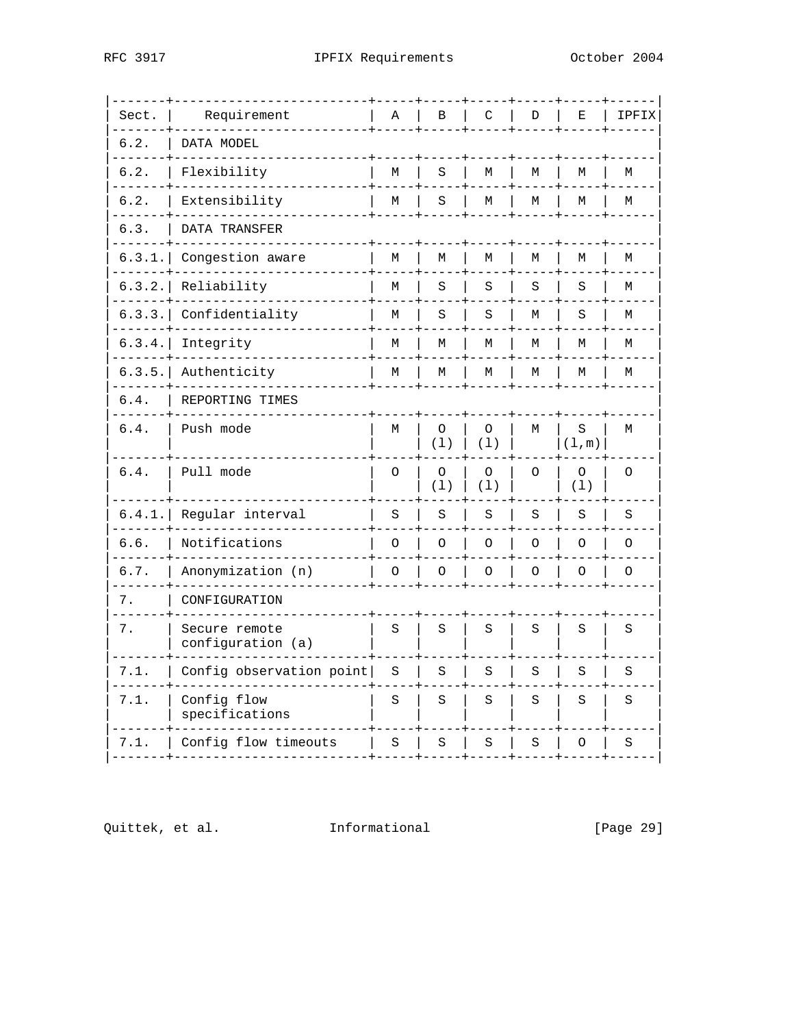| Sect. | Requirement | A | B | C | D | E | IPFIX |
|---|---|---|---|---|---|---|---|
| 6.2. | DATA MODEL | | | | | | |
| 6.2. | Flexibility | M | S | M | M | M | M |
| 6.2. | Extensibility | M | S | M | M | M | M |
| 6.3. | DATA TRANSFER | | | | | | |
| 6.3.1. | Congestion aware | M | M | M | M | M | M |
| 6.3.2. | Reliability | M | S | S | S | S | M |
| 6.3.3. | Confidentiality | M | S | S | M | S | M |
| 6.3.4. | Integrity | M | M | M | M | M | M |
| 6.3.5. | Authenticity | M | M | M | M | M | M |
| 6.4. | REPORTING TIMES | | | | | | |
| 6.4. | Push mode | M | O (l) | O (l) | M | S (l,m) | M |
| 6.4. | Pull mode | O | O (l) | O (l) | O | O (l) | O |
| 6.4.1. | Regular interval | S | S | S | S | S | S |
| 6.6. | Notifications | O | O | O | O | O | O |
| 6.7. | Anonymization (n) | O | O | O | O | O | O |
| 7. | CONFIGURATION | | | | | | |
| 7. | Secure remote configuration (a) | S | S | S | S | S | S |
| 7.1. | Config observation point | S | S | S | S | S | S |
| 7.1. | Config flow specifications | S | S | S | S | S | S |
| 7.1. | Config flow timeouts | S | S | S | S | O | S |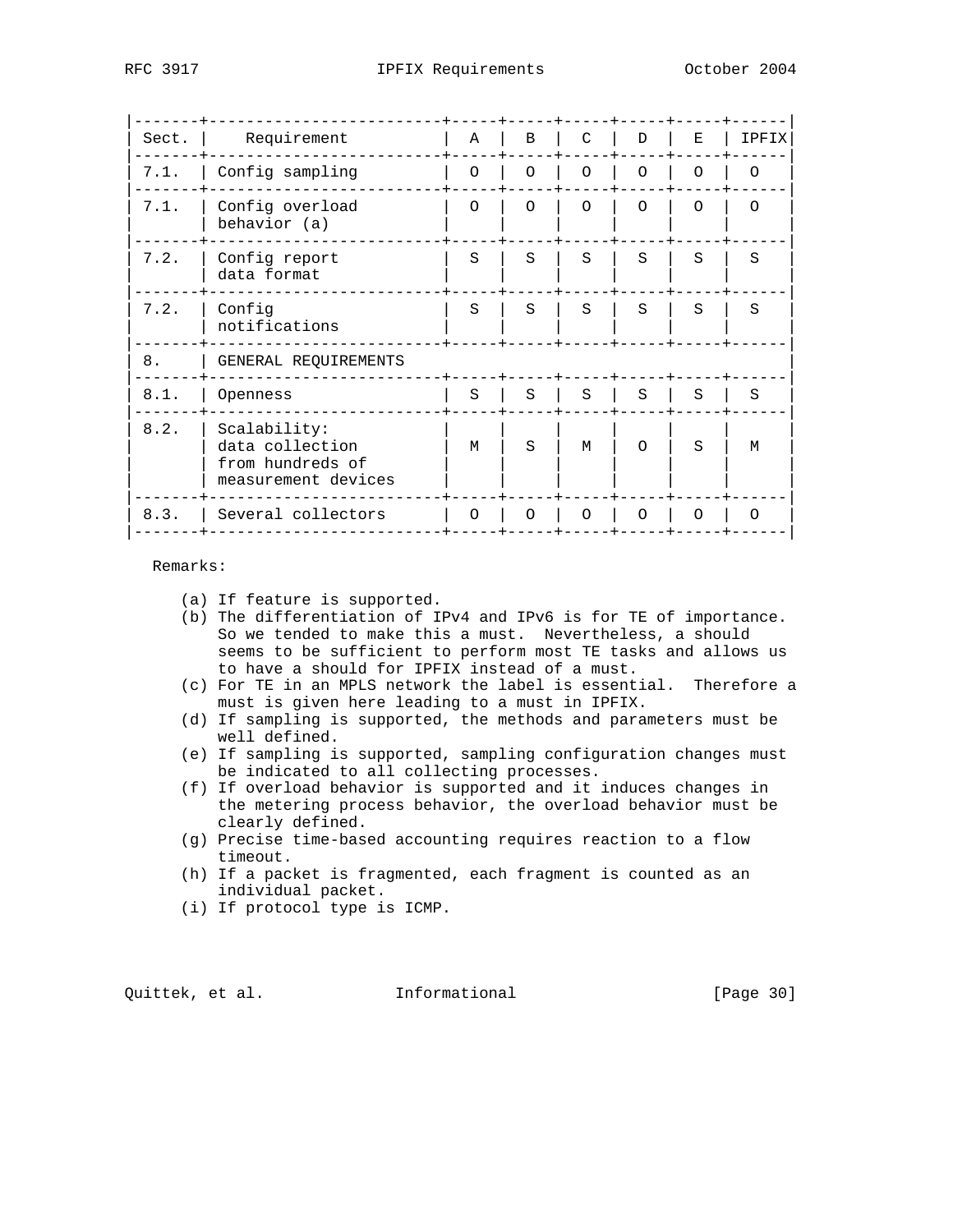| Sect. | Requirement | A | B | C | D | E | IPFIX |
|---|---|---|---|---|---|---|---|
| 7.1. | Config sampling | O | O | O | O | O | O |
| 7.1. | Config overload behavior (a) | O | O | O | O | O | O |
| 7.2. | Config report data format | S | S | S | S | S | S |
| 7.2. | Config notifications | S | S | S | S | S | S |
| 8. | GENERAL REQUIREMENTS | | | | | | |
| 8.1. | Openness | S | S | S | S | S | S |
| 8.2. | Scalability: data collection from hundreds of measurement devices | M | S | M | O | S | M |
| 8.3. | Several collectors | O | O | O | O | O | O |

Remarks:

(a) If feature is supported.
(b) The differentiation of IPv4 and IPv6 is for TE of importance. So we tended to make this a must. Nevertheless, a should seems to be sufficient to perform most TE tasks and allows us to have a should for IPFIX instead of a must.
(c) For TE in an MPLS network the label is essential. Therefore a must is given here leading to a must in IPFIX.
(d) If sampling is supported, the methods and parameters must be well defined.
(e) If sampling is supported, sampling configuration changes must be indicated to all collecting processes.
(f) If overload behavior is supported and it induces changes in the metering process behavior, the overload behavior must be clearly defined.
(g) Precise time-based accounting requires reaction to a flow timeout.
(h) If a packet is fragmented, each fragment is counted as an individual packet.
(i) If protocol type is ICMP.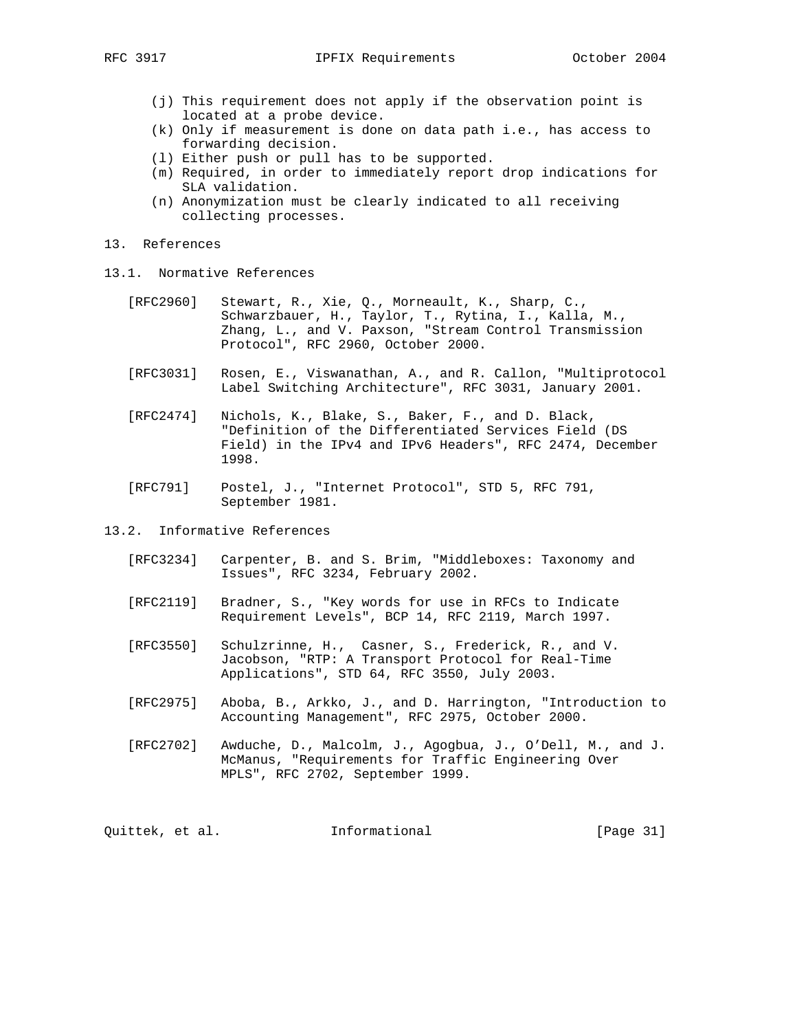(j) This requirement does not apply if the observation point is located at a probe device.
(k) Only if measurement is done on data path i.e., has access to forwarding decision.
(l) Either push or pull has to be supported.
(m) Required, in order to immediately report drop indications for SLA validation.
(n) Anonymization must be clearly indicated to all receiving collecting processes.

## 13. References

### 13.1. Normative References

[RFC2960] Stewart, R., Xie, Q., Morneault, K., Sharp, C., Schwarzbauer, H., Taylor, T., Rytina, I., Kalla, M., Zhang, L., and V. Paxson, "Stream Control Transmission Protocol", RFC 2960, October 2000.

[RFC3031] Rosen, E., Viswanathan, A., and R. Callon, "Multiprotocol Label Switching Architecture", RFC 3031, January 2001.

[RFC2474] Nichols, K., Blake, S., Baker, F., and D. Black, "Definition of the Differentiated Services Field (DS Field) in the IPv4 and IPv6 Headers", RFC 2474, December 1998.

[RFC791] Postel, J., "Internet Protocol", STD 5, RFC 791, September 1981.

### 13.2. Informative References

[RFC3234] Carpenter, B. and S. Brim, "Middleboxes: Taxonomy and Issues", RFC 3234, February 2002.

[RFC2119] Bradner, S., "Key words for use in RFCs to Indicate Requirement Levels", BCP 14, RFC 2119, March 1997.

[RFC3550] Schulzrinne, H., Casner, S., Frederick, R., and V. Jacobson, "RTP: A Transport Protocol for Real-Time Applications", STD 64, RFC 3550, July 2003.

[RFC2975] Aboba, B., Arkko, J., and D. Harrington, "Introduction to Accounting Management", RFC 2975, October 2000.

[RFC2702] Awduche, D., Malcolm, J., Agogbua, J., O'Dell, M., and J. McManus, "Requirements for Traffic Engineering Over MPLS", RFC 2702, September 1999.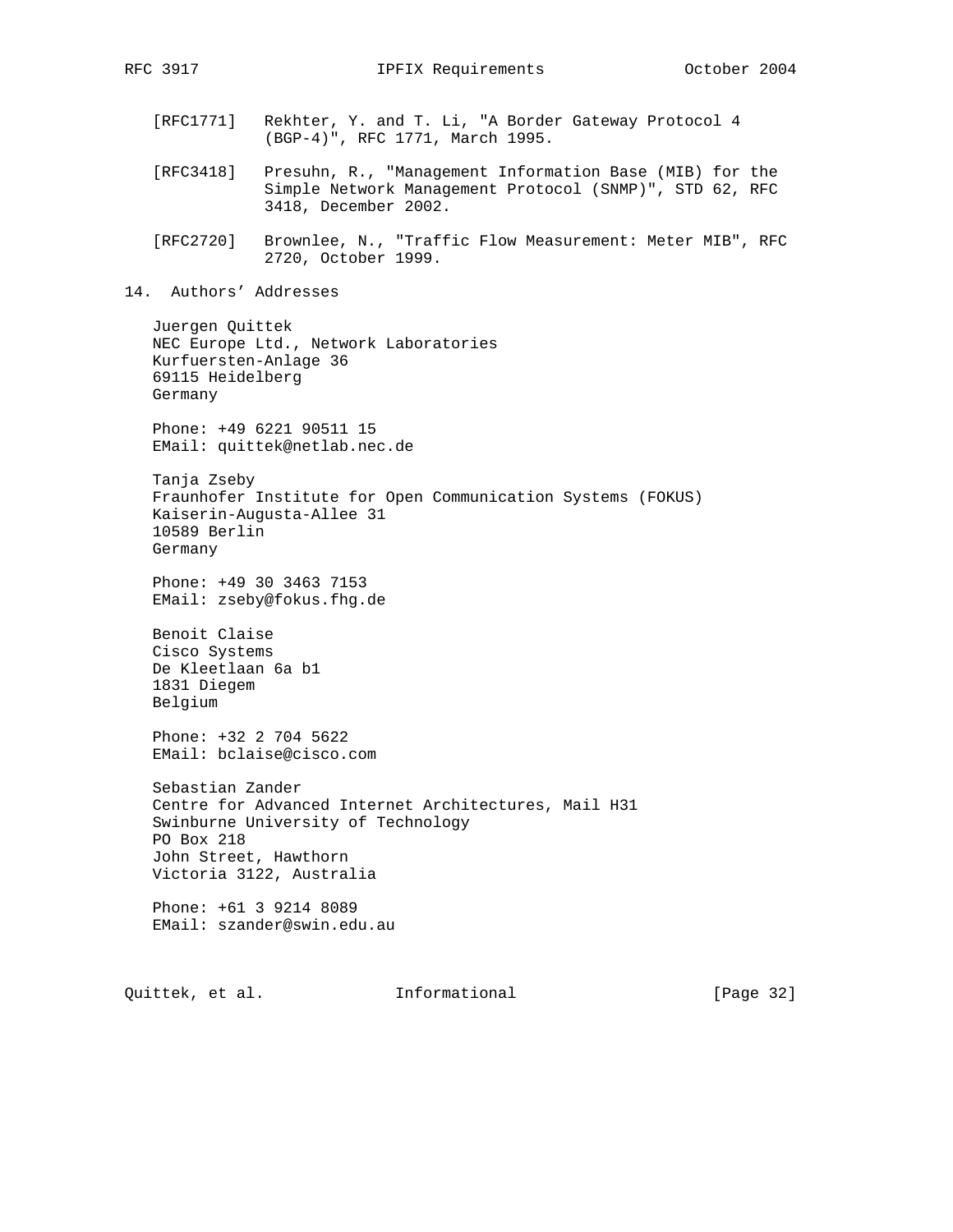[RFC1771] Rekhter, Y. and T. Li, "A Border Gateway Protocol 4 (BGP-4)", RFC 1771, March 1995.

[RFC3418] Presuhn, R., "Management Information Base (MIB) for the Simple Network Management Protocol (SNMP)", STD 62, RFC 3418, December 2002.

[RFC2720] Brownlee, N., "Traffic Flow Measurement: Meter MIB", RFC 2720, October 1999.

## 14. Authors' Addresses

Juergen Quittek
NEC Europe Ltd., Network Laboratories
Kurfuersten-Anlage 36
69115 Heidelberg
Germany

Phone: +49 6221 90511 15
EMail: quittek@netlab.nec.de

Tanja Zseby
Fraunhofer Institute for Open Communication Systems (FOKUS)
Kaiserin-Augusta-Allee 31
10589 Berlin
Germany

Phone: +49 30 3463 7153
EMail: zseby@fokus.fhg.de

Benoit Claise
Cisco Systems
De Kleetlaan 6a b1
1831 Diegem
Belgium

Phone: +32 2 704 5622
EMail: bclaise@cisco.com

Sebastian Zander
Centre for Advanced Internet Architectures, Mail H31
Swinburne University of Technology
PO Box 218
John Street, Hawthorn
Victoria 3122, Australia

Phone: +61 3 9214 8089
EMail: szander@swin.edu.au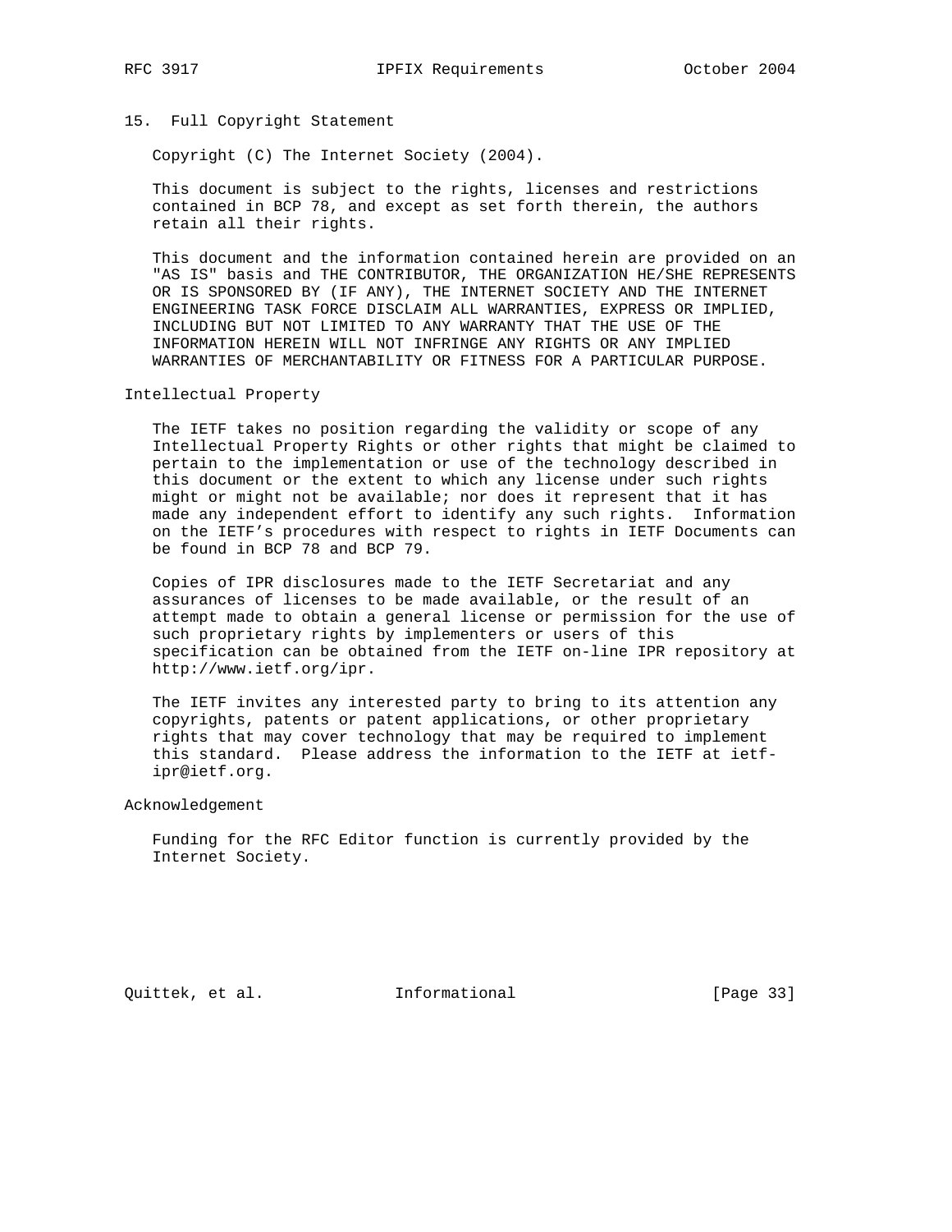## 15. Full Copyright Statement

Copyright (C) The Internet Society (2004).

This document is subject to the rights, licenses and restrictions contained in BCP 78, and except as set forth therein, the authors retain all their rights.

This document and the information contained herein are provided on an "AS IS" basis and THE CONTRIBUTOR, THE ORGANIZATION HE/SHE REPRESENTS OR IS SPONSORED BY (IF ANY), THE INTERNET SOCIETY AND THE INTERNET ENGINEERING TASK FORCE DISCLAIM ALL WARRANTIES, EXPRESS OR IMPLIED, INCLUDING BUT NOT LIMITED TO ANY WARRANTY THAT THE USE OF THE INFORMATION HEREIN WILL NOT INFRINGE ANY RIGHTS OR ANY IMPLIED WARRANTIES OF MERCHANTABILITY OR FITNESS FOR A PARTICULAR PURPOSE.

## Intellectual Property

The IETF takes no position regarding the validity or scope of any Intellectual Property Rights or other rights that might be claimed to pertain to the implementation or use of the technology described in this document or the extent to which any license under such rights might or might not be available; nor does it represent that it has made any independent effort to identify any such rights. Information on the IETF's procedures with respect to rights in IETF Documents can be found in BCP 78 and BCP 79.

Copies of IPR disclosures made to the IETF Secretariat and any assurances of licenses to be made available, or the result of an attempt made to obtain a general license or permission for the use of such proprietary rights by implementers or users of this specification can be obtained from the IETF on-line IPR repository at http://www.ietf.org/ipr.

The IETF invites any interested party to bring to its attention any copyrights, patents or patent applications, or other proprietary rights that may cover technology that may be required to implement this standard. Please address the information to the IETF at ietf-ipr@ietf.org.

## Acknowledgement

Funding for the RFC Editor function is currently provided by the Internet Society.